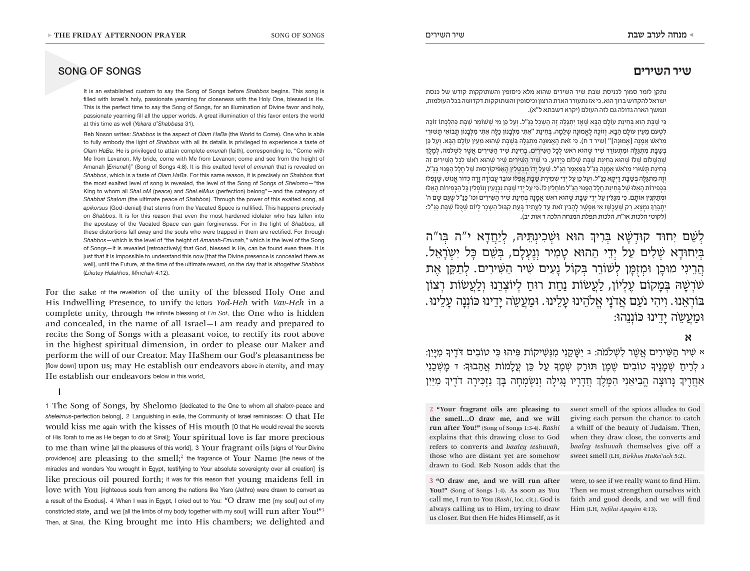## SONG OF SONGS

It is an established custom to say the Song of Songs before *Shabbos* begins. This song is filled with Israel's holy, passionate yearning for closeness with the Holy One, blessed is He. This is the perfect time to say the Song of Songs, for an illumination of Divine favor and holy, passionate yearning fill all the upper worlds. A great illumination of this favor enters the world at this time as well (*Yekara d'Shabbasa* 31).

Reb Noson writes: *Shabbos* is the aspect of *Olam HaBa* (the World to Come). One who is able to fully embody the light of *Shabbos* with all its details is privileged to experience a taste of *Olam HaBa*. He is privileged to attain complete *emunah* (faith), corresponding to, "Come with Me from Levanon, My bride, come with Me from Levanon; come and see from the height of Amanah [*Emunah*]" (Song of Songs 4:8). It is this exalted level of *emunah* that is revealed on *Shabbos*, which is a taste of *Olam HaBa*. For this same reason, it is precisely on *Shabbos* that the most exalted level of song is revealed, the level of the Song of Songs of *Shelomo*—"the King to whom all *ShaLoM* (peace) and *SheLeiMus* (perfection) belong"—and the category of *Shabbat Shalom* (the ultimate peace of *Shabbos*). Through the power of this exalted song, all *apikorsus* (God-denial) that stems from the Vacated Space is nullified. This happens precisely on *Shabbos*. It is for this reason that even the most hardened idolater who has fallen into the apostasy of the Vacated Space can gain forgiveness. For in the light of *Shabbos*, all these distortions fall away and the souls who were trapped in them are rectified. For through *Shabbos*—which is the level of "the height of *Amanah-Emunah*," which is the level of the Song of Songs—it is revealed [retroactively] that God, blessed is He, can be found even there. It is just that it is impossible to understand this now [that the Divine presence is concealed there as well], until the Future, at the time of the ultimate reward, on the day that is altogether *Shabbos* (*Likutey Halakhos*, *Minchah* 4:12).

For the sake of the revelation of the unity of the blessed Holy One and His Indwelling Presence, to unify the letters *Yod-Heh* with *Vav-Heh* in a complete unity, through the infinite blessing of *Ein Sof*, the One who is hidden and concealed, in the name of all Israel—I am ready and prepared to recite the Song of Songs with a pleasant voice, to rectify its root above in the highest spiritual dimension, in order to please our Maker and perform the will of our Creator. May HaShem our God's pleasantness be [flow down] upon us; may He establish our endeavors above in eternity, and may He establish our endeavors below in this world.

### I

1 The Song of Songs, by Shelomo [dedicated to the One to whom all *shalom*-peace and *sheleimus*-perfection belong]. 2 Languishing in exile, the Community of Israel reminisces: O that He would kiss me again with the kisses of His mouth [O that He would reveal the secrets of His Torah to me as He began to do at Sinai]; Your spiritual love is far more precious to me than wine [all the pleasures of this world]. 3 Your fragrant oils [signs of Your Divine providence] are pleasing to the smell;[2] the fragrance of Your Name [the news of the miracles and wonders You wrought in Egypt, testifying to Your absolute sovereignty over all creation] is like precious oil poured forth; it was for this reason that young maidens fell in love with You [righteous souls from among the nations like Yisro (Jethro) were drawn to convert as a result of the Exodus]. 4 When I was in Egypt, I cried out to You: "O draw me [my soul] out of my constricted state, and we [all the limbs of my body together with my soul] will run after You!"[3] Then, at Sinai, the King brought me into His chambers; we delighted and

## שיר השירים

נתקן לומר סמוך לכניסת שבת שיר השירים שהוא מלא כיסופין והשתוקקות קודש של כנסת ישראל להקדוש ברוך הוא. כי אז נתעורר הארת הרצון וכיסופין והשתוקקות דקדושה בכל העולמות, ונמשך הארה גדולה גם לזה העולם (יקרא דשבתא ל"א).

כִּי שַׁבָּת הוּא בְּחִינַת עוֹלָם הַבָּא שֶׁאָז יִתְגַּלֶּה זֶה הַשֵּׂכֶל כַּנַּ"ל. וְעַל כֵּן מִי שֶׁשּׁוֹמֵר שַׁבָּת כְּהִלְכָתוֹ זוֹכֶה לִטְעֹם מֵעֵין עוֹלָם הַבָּא. וְזוֹכֶה לָאֱמוּנָה שְׁלֵמָה, בְּחִינַת "אִתִּי מִלְּבָנוֹן כַּלָּה אִתִּי מִלְּבָנוֹן תָּבוֹאִי תָּשׁוּרִי מֵרֹאשׁ אֲמָנָה [אֱמוּנָה]" (שיר ד ח). כִּי זֹאת הָאֱמוּנָה מִתְגַּלֶּה בְּשַׁבָּת שֶׁהוּא מֵעֵין עוֹלָם הַבָּא. וְעַל כֵּן בְּשַׁבָּת מִתְגַּלֶּה וּמִתְעוֹרֵר שִׁיר שֶׁהוּא רֹאשׁ לְכָל הַשִּׁירִים. בְּחִינַת שִׁיר הַשִּׁירִים אֲשֶׁר לִשְׁלֹמֹה, לַמֶּלֶךְ שֶׁהַשָּׁלוֹם שֶׁלּוֹ שֶׁהוּא בְּחִינַת שַׁבָּת שָׁלוֹם כַּיָּדוּעַ. כִּי שִׁיר הַשִּׁירִים שִׁיר שֶׁהוּא רֹאשׁ לְכָל הַשִּׁירִים זֶה בְּחִינַת תָּשׁוּרִי מֵרֹאשׁ אֲמָנָה כַּנַּ"ל בְּמַאֲמָר הַנַּ"ל. שֶׁעַל יָדוֹ מְבַטְּלִין הָאֶפִּיקוֹרְסוּת שֶׁל חָלָל הַפָּנוּי כַּנַּ"ל, וְזֶה מִתְגַּלֶּה בְּשַׁבָּת דַּיְקָא כַּנַּ"ל. וְעַל כֵּן עַל יְדֵי שְׁמִירַת שַׁבָּת אֲפִלּוּ עוֹבֵד עֲבוֹדָה זָרָה כְּדוֹר אֱנוֹשׁ, שֶׁנָּפְלוּ בִּכְפִירוֹת הָאֵלּוּ שֶׁל בְּחִינַת חָלָל הַפָּנוּי הַנַּ"ל מוֹחֲלִין לוֹ. כִּי עַל יְדֵי שַׁבָּת נִכְנָעִין וְנוֹפְלִין כָּל הַכְּפִירוֹת הָאֵלּוּ וּמְתַקְּנִין אוֹתָם. כִּי מְגַלִּין עַל יְדֵי שַׁבָּת שֶׁהוּא רֹאשׁ אֲמָנָה בְּחִינַת שִׁיר הַשִּׁירִים וְכוּ' שֶׁגַּם שָׁם ה' יִתְבָּרַךְ נִמְצָא. רַק שֶׁעַכְשָׁו אִי אֶפְשָׁר לְהָבִין זֹאת עַד לֶעָתִיד בְּעֵת קִבּוּל הַשָּׂכָר לְיוֹם שֶׁכֻּלּוֹ שַׁבָּת כַּנַּ"ל: (לקוטי הלכות או"ח, הלכות תפלת המנחה הלכה ד אות יב).

לְשֵׁם יִחוּד קוּדְשָׁא בְּרִיךְ הוּא וּשְׁכִינְתֵּיהּ, לְיַחֲדָא י"ה בְּו"ה בְּיִחוּדָא שְׁלִים עַל יְדֵי הַהוּא טָמִיר וְנֶעְלָם, בְּשֵׁם כָּל יִשְׂרָאֵל. הֲרֵינִי מוּכָן וּמְזֻמָּן לְשׁוֹרֵר בְּקוֹל נָעִים שִׁיר הַשִּׁירִים. לְתַקֵּן אֶת שָׁרְשָׁהּ בְּמָקוֹם עֶלְיוֹן, לַעֲשׂוֹת נַחַת רוּחַ לְיוֹצְרֵנוּ וְלַעֲשׂוֹת רְצוֹן בּוֹרְאֵנוּ. וִיהִי נֹעַם אֲדֹנָי אֱלֹהֵינוּ עָלֵינוּ. וּמַעֲשֵׂה יָדֵינוּ כּוֹנְנָה עָלֵינוּ. וּמַעֲשֵׂה יָדֵינוּ כּוֹנְנֵהוּ:

### א

א שִׁיר הַשִּׁירִים אֲשֶׁר לִשְׁלֹמֹה: ב יִשָּׁקֵנִי מִנְּשִׁיקוֹת פִּיהוּ כִּי טוֹבִים דֹּדֶיךָ מִיָּיִן: ג לְרֵיחַ שְׁמָנֶיךָ טוֹבִים שֶׁמֶן תּוּרַק שְׁמֶךָ עַל כֵּן עֲלָמוֹת אֲהֵבוּךָ: ד מָשְׁכֵנִי אַחֲרֶיךָ נָּרוּצָה הֱבִיאַנִי הַמֶּלֶךְ חֲדָרָיו נָגִילָה וְנִשְׂמְחָה בָּךְ נַזְכִּירָה דֹדֶיךָ מִיַּיִן

2 **"Your fragrant oils are pleasing to the smell...O draw me, and we will run after You!"** (Song of Songs 1:3-4). *Rashi* explains that this drawing close to God refers to converts and *baaley teshuvah*, those who are distant yet are somehow drawn to God. Reb Noson adds that the sweet smell of the spices alludes to God giving each person the chance to catch a whiff of the beauty of Judaism. Then, when they draw close, the converts and *baaley teshuvah* themselves give off a sweet smell (LH, *Birkhos HaRei'ach* 5:2).

3 **"O draw me, and we will run after You!"** (Song of Songs 1:4). As soon as You call me, I run to You (*Rashi*, loc. cit.). God is always calling us to Him, trying to draw us closer. But then He hides Himself, as it were, to see if we really want to find Him. Then we must strengthen ourselves with faith and good deeds, and we will find Him (LH, *Nefilat Apayim* 4:13).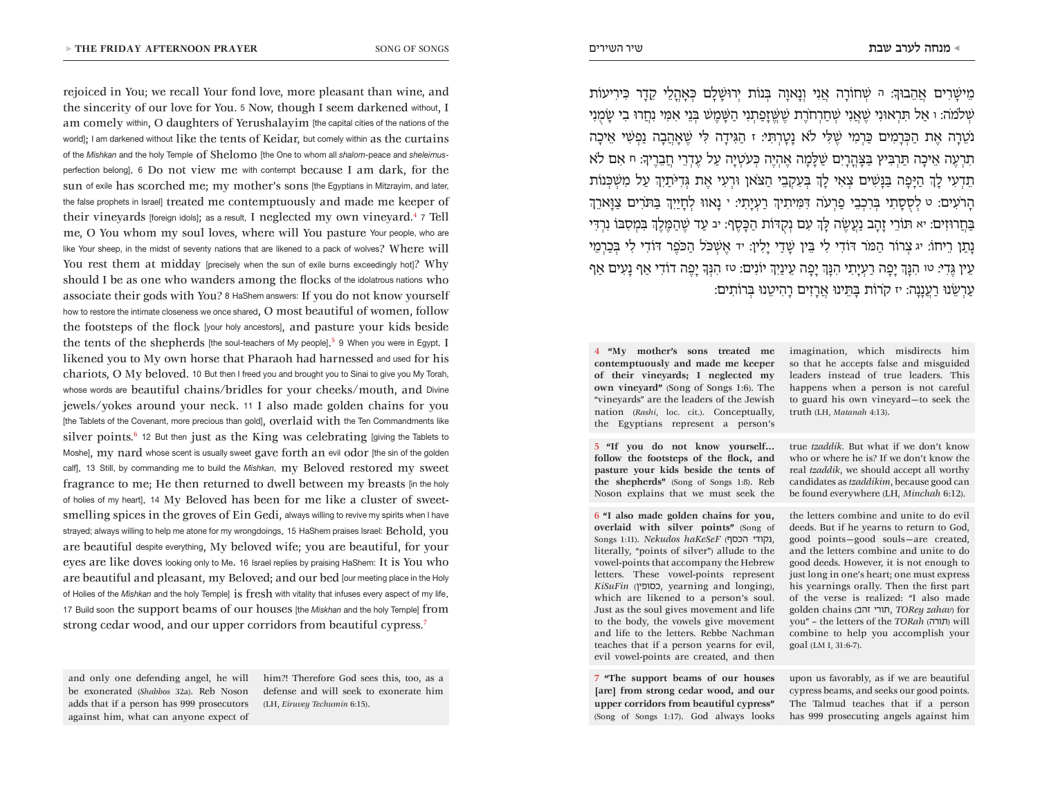rejoiced in You; we recall Your fond love, more pleasant than wine, and the sincerity of our love for You. 5 Now, though I seem darkened without, I am comely within, O daughters of Yerushalayim [the capital cities of the nations of the world]; I am darkened without like the tents of Keidar, but comely within as the curtains of the *Mishkan* and the holy Temple of Shelomo [the One to whom all *shalom*-peace and *sheleimus*-perfection belong]. 6 Do not view me with contempt because I am dark, for the sun of exile has scorched me; my mother's sons [the Egyptians in Mitzrayim, and later, the false prophets in Israel] treated me contemptuously and made me keeper of their vineyards [foreign idols]; as a result, I neglected my own vineyard.[4] 7 Tell me, O You whom my soul loves, where will You pasture Your people, who are like Your sheep, in the midst of seventy nations that are likened to a pack of wolves? Where will You rest them at midday [precisely when the sun of exile burns exceedingly hot]? Why should I be as one who wanders among the flocks of the idolatrous nations who associate their gods with You? 8 HaShem answers: If you do not know yourself how to restore the intimate closeness we once shared, O most beautiful of women, follow the footsteps of the flock [your holy ancestors], and pasture your kids beside the tents of the shepherds [the soul-teachers of My people].[5] 9 When you were in Egypt, I likened you to My own horse that Pharaoh had harnessed and used for his chariots, O My beloved. 10 But then I freed you and brought you to Sinai to give you My Torah, whose words are beautiful chains/bridles for your cheeks/mouth, and Divine jewels/yokes around your neck. 11 I also made golden chains for you [the Tablets of the Covenant, more precious than gold], overlaid with the Ten Commandments like silver points.[6] 12 But then just as the King was celebrating [giving the Tablets to Moshe], my nard whose scent is usually sweet gave forth an evil odor [the sin of the golden calf]. 13 Still, by commanding me to build the *Mishkan*, my Beloved restored my sweet fragrance to me; He then returned to dwell between my breasts [in the holy of holies of my heart]. 14 My Beloved has been for me like a cluster of sweet-smelling spices in the groves of Ein Gedi, always willing to revive my spirits when I have strayed; always willing to help me atone for my wrongdoings. 15 HaShem praises Israel: Behold, you are beautiful despite everything, My beloved wife; you are beautiful, for your eyes are like doves looking only to Me. 16 Israel replies by praising HaShem: It is You who are beautiful and pleasant, my Beloved; and our bed [our meeting place in the Holy of Holies of the *Mishkan* and the holy Temple] is fresh with vitality that infuses every aspect of my life. 17 Build soon the support beams of our houses [the *Miskhan* and the holy Temple] from strong cedar wood, and our upper corridors from beautiful cypress.[7]

מֵישָׁרִים אֲהֵבוּךָ: ה שְׁחוֹרָה אֲנִי וְנָאוָה בְּנוֹת יְרוּשָׁלָם כְּאָהֳלֵי קֵדָר כִּירִיעוֹת שְׁלֹמֹה: ו אַל תִּרְאוּנִי שֶׁאֲנִי שְׁחַרְחֹרֶת שֶׁשֱּׁזָפַתְנִי הַשָּׁמֶשׁ בְּנֵי אִמִּי נִחֲרוּ בִי שָׂמֻנִי נֹטֵרָה אֶת הַכְּרָמִים כַּרְמִי שֶׁלִּי לֹא נָטָרְתִּי: ז הַגִּידָה לִּי שֶׁאָהֲבָה נַפְשִׁי אֵיכָה תִרְעֶה אֵיכָה תַּרְבִּיץ בַּצָּהֳרָיִם שַׁלָּמָה אֶהְיֶה כְּעֹטְיָה עַל עֶדְרֵי חֲבֵרֶיךָ: ח אִם לֹא תֵדְעִי לָךְ הַיָּפָה בַּנָּשִׁים צְאִי לָךְ בְּעִקְבֵי הַצֹּאן וּרְעִי אֶת גְּדִיֹּתַיִךְ עַל מִשְׁכְּנוֹת הָרֹעִים: ט לְסֻסָתִי בְּרִכְבֵי פַרְעֹה דִּמִּיתִיךְ רַעְיָתִי: י נָאווּ לְחָיַיִךְ בַּתֹּרִים צַוָּארֵךְ בַּחֲרוּזִים: יא תּוֹרֵי זָהָב נַעֲשֶׂה לָּךְ עִם נְקֻדּוֹת הַכָּסֶף: יב עַד שֶׁהַמֶּלֶךְ בִּמְסִבּוֹ נִרְדִּי נָתַן רֵיחוֹ: יג צְרוֹר הַמֹּר דּוֹדִי לִי בֵּין שָׁדַי יָלִין: יד אֶשְׁכֹּל הַכֹּפֶר דּוֹדִי לִי בְּכַרְמֵי עֵין גֶּדִי: טו הִנָּךְ יָפָה רַעְיָתִי הִנָּךְ יָפָה עֵינַיִךְ יוֹנִים: טז הִנְּךָ יָפֶה דוֹדִי אַף נָעִים אַף עַרְשֵׂנוּ רַעֲנָנָה: יז קֹרוֹת בָּתֵּינוּ אֲרָזִים רָהִיטֵנוּ בְּרוֹתִים:

---

4 **"My mother's sons treated me contemptuously and made me keeper of their vineyards; I neglected my own vineyard"** (Song of Songs 1:6). The "vineyards" are the leaders of the Jewish nation (*Rashi*, loc. cit.). Conceptually, the Egyptians represent a person's imagination, which misdirects him so that he accepts false and misguided leaders instead of true leaders. This happens when a person is not careful to guard his own vineyard—to seek the truth (LH, *Matanah* 4:13).

5 **"If you do not know yourself… follow the footsteps of the flock, and pasture your kids beside the tents of the shepherds"** (Song of Songs 1:8). Reb Noson explains that we must seek the true *tzaddik*. But what if we don't know who or where he is? If we don't know the real *tzaddik*, we should accept all worthy candidates as *tzaddikim*, because good can be found everywhere (LH, *Minchah* 6:12).

6 **"I also made golden chains for you, overlaid with silver points"** (Song of Songs 1:11). *Nekudos haKeSeF* (נקודי הכסף, literally, "points of silver") allude to the vowel-points that accompany the Hebrew letters. These vowel-points represent *KiSuFin* (כסופין, yearning and longing), which are likened to a person's soul. Just as the soul gives movement and life to the body, the vowels give movement and life to the letters. Rebbe Nachman teaches that if a person yearns for evil, evil vowel-points are created, and then the letters combine and unite to do evil deeds. But if he yearns to return to God, good points—good souls—are created, and the letters combine and unite to do good deeds. However, it is not enough to just long in one's heart; one must express his yearnings orally. Then the first part of the verse is realized: "I also made golden chains (תורי זהב, *TORey zahav*) for you" – the letters of the *TORah* (תורה) will combine to help you accomplish your goal (LM I, 31:6-7).

7 **"The support beams of our houses [are] from strong cedar wood, and our upper corridors from beautiful cypress"** (Song of Songs 1:17). God always looks upon us favorably, as if we are beautiful cypress beams, and seeks our good points. The Talmud teaches that if a person has 999 prosecuting angels against him and only one defending angel, he will be exonerated (*Shabbos* 32a). Reb Noson adds that if a person has 999 prosecutors against him, what can anyone expect of him?! Therefore God sees this, too, as a defense and will seek to exonerate him (LH, *Eiruvey Techumin* 6:15).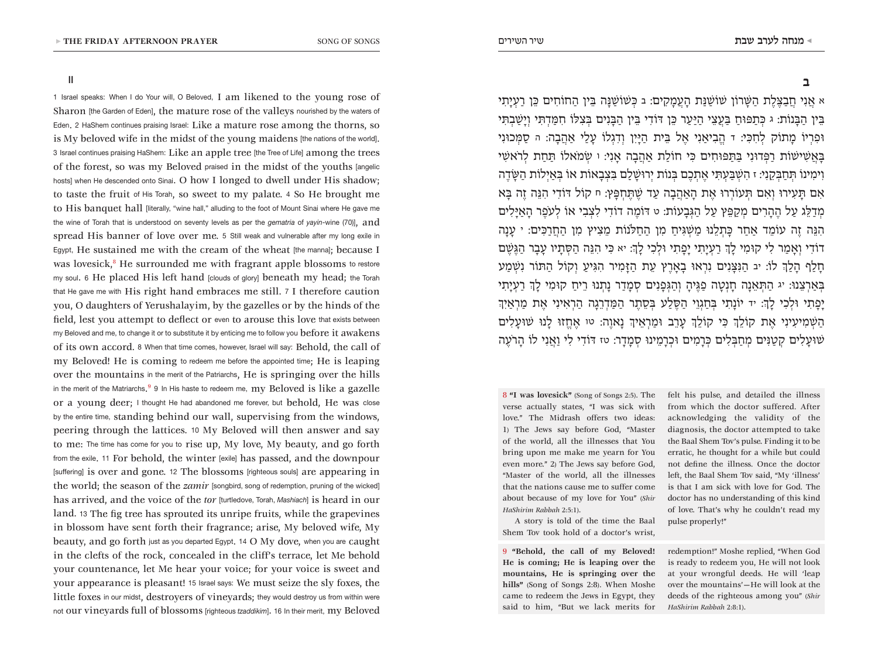## II

1 Israel speaks: When I do Your will, O Beloved, I am likened to the young rose of Sharon [the Garden of Eden], the mature rose of the valleys nourished by the waters of Eden. 2 HaShem continues praising Israel: Like a mature rose among the thorns, so is My beloved wife in the midst of the young maidens [the nations of the world]. 3 Israel continues praising HaShem: Like an apple tree [the Tree of Life] among the trees of the forest, so was my Beloved praised in the midst of the youths [angelic hosts] when He descended onto Sinai. O how I longed to dwell under His shadow; to taste the fruit of His Torah, so sweet to my palate. 4 So He brought me to His banquet hall [literally, "wine hall," alluding to the foot of Mount Sinai where He gave me the wine of Torah that is understood on seventy levels as per the *gematria* of *yayin*-wine (70)], and spread His banner of love over me. 5 Still weak and vulnerable after my long exile in Egypt, He sustained me with the cream of the wheat [the manna]; because I was lovesick,[8] He surrounded me with fragrant apple blossoms to restore my soul. 6 He placed His left hand [clouds of glory] beneath my head; the Torah that He gave me with His right hand embraces me still. 7 I therefore caution you, O daughters of Yerushalayim, by the gazelles or by the hinds of the field, lest you attempt to deflect or even to arouse this love that exists between my Beloved and me, to change it or to substitute it by enticing me to follow you before it awakens of its own accord. 8 When that time comes, however, Israel will say: Behold, the call of my Beloved! He is coming to redeem me before the appointed time; He is leaping over the mountains in the merit of the Patriarchs, He is springing over the hills in the merit of the Matriarchs.[9] 9 In His haste to redeem me, my Beloved is like a gazelle or a young deer; I thought He had abandoned me forever, but behold, He was close by the entire time, standing behind our wall, supervising from the windows, peering through the lattices. 10 My Beloved will then answer and say to me: The time has come for you to rise up, My love, My beauty, and go forth from the exile. 11 For behold, the winter [exile] has passed, and the downpour [suffering] is over and gone. 12 The blossoms [righteous souls] are appearing in the world; the season of the *zamir* [songbird, song of redemption, pruning of the wicked] has arrived, and the voice of the *tor* [turtledove, Torah, *Mashiach*] is heard in our land. 13 The fig tree has sprouted its unripe fruits, while the grapevines in blossom have sent forth their fragrance; arise, My beloved wife, My beauty, and go forth just as you departed Egypt. 14 O My dove, when you are caught in the clefts of the rock, concealed in the cliff's terrace, let Me behold your countenance, let Me hear your voice; for your voice is sweet and your appearance is pleasant! 15 Israel says: We must seize the sly foxes, the little foxes in our midst, destroyers of vineyards; they would destroy us from within were not our vineyards full of blossoms [righteous *tzaddikim*]. 16 In their merit, my Beloved

## ב

א אֲנִי חֲבַצֶּלֶת הַשָּׁרוֹן שׁוֹשַׁנַּת הָעֲמָקִים: ב כְּשׁוֹשַׁנָּה בֵּין הַחוֹחִים כֵּן רַעְיָתִי בֵּין הַבָּנוֹת: ג כְּתַפּוּחַ בַּעֲצֵי הַיַּעַר כֵּן דּוֹדִי בֵּין הַבָּנִים בְּצִלּוֹ חִמַּדְתִּי וְיָשַׁבְתִּי וּפִרְיוֹ מָתוֹק לְחִכִּי: ד הֱבִיאַנִי אֶל בֵּית הַיָּיִן וְדִגְלוֹ עָלַי אַהֲבָה: ה סַמְּכוּנִי בָּאֲשִׁישׁוֹת רַפְּדוּנִי בַּתַּפּוּחִים כִּי חוֹלַת אַהֲבָה אָנִי: ו שְׂמֹאלוֹ תַּחַת לְרֹאשִׁי וִימִינוֹ תְּחַבְּקֵנִי: ז הִשְׁבַּעְתִּי אֶתְכֶם בְּנוֹת יְרוּשָׁלַם בִּצְבָאוֹת אוֹ בְּאַיְלוֹת הַשָּׂדֶה אִם תָּעִירוּ וְאִם תְּעוֹרְרוּ אֶת הָאַהֲבָה עַד שֶׁתֶּחְפָּץ: ח קוֹל דּוֹדִי הִנֵּה זֶה בָּא מְדַלֵּג עַל הֶהָרִים מְקַפֵּץ עַל הַגְּבָעוֹת: ט דּוֹמֶה דוֹדִי לִצְבִי אוֹ לְעֹפֶר הָאַיָּלִים הִנֵּה זֶה עוֹמֵד אַחַר כָּתְלֵנוּ מַשְׁגִּיחַ מִן הַחַלֹּנוֹת מֵצִיץ מִן הַחֲרַכִּים: י עָנָה דוֹדִי וְאָמַר לִי קוּמִי לָךְ רַעְיָתִי יָפָתִי וּלְכִי לָךְ: יא כִּי הִנֵּה הַסְּתָיו עָבָר הַגֶּשֶׁם חָלַף הָלַךְ לוֹ: יב הַנִּצָּנִים נִרְאוּ בָאָרֶץ עֵת הַזָּמִיר הִגִּיעַ וְקוֹל הַתּוֹר נִשְׁמַע בְּאַרְצֵנוּ: יג הַתְּאֵנָה חָנְטָה פַגֶּיהָ וְהַגְּפָנִים סְמָדַר נָתְנוּ רֵיחַ קוּמִי לָךְ רַעְיָתִי יָפָתִי וּלְכִי לָךְ: יד יוֹנָתִי בְּחַגְוֵי הַסֶּלַע בְּסֵתֶר הַמַּדְרֵגָה הַרְאִינִי אֶת מַרְאַיִךְ הַשְׁמִיעִינִי אֶת קוֹלֵךְ כִּי קוֹלֵךְ עָרֵב וּמַרְאֵיךְ נָאוֶה: טו אֶחֱזוּ לָנוּ שׁוּעָלִים שׁוּעָלִים קְטַנִּים מְחַבְּלִים כְּרָמִים וּכְרָמֵינוּ סְמָדַר: טז דּוֹדִי לִי וַאֲנִי לוֹ הָרֹעֶה

---

8 **"I was lovesick"** (Song of Songs 2:5). The verse actually states, "I was sick with love." The Midrash offers two ideas: 1) The Jews say before God, "Master of the world, all the illnesses that You bring upon me make me yearn for You even more." 2) The Jews say before God, "Master of the world, all the illnesses that the nations cause me to suffer come about because of my love for You" (*Shir HaShirim Rabbah* 2:5:1).

A story is told of the time the Baal Shem Tov took hold of a doctor's wrist, felt his pulse, and detailed the illness from which the doctor suffered. After acknowledging the validity of the diagnosis, the doctor attempted to take the Baal Shem Tov's pulse. Finding it to be erratic, he thought for a while but could not define the illness. Once the doctor left, the Baal Shem Tov said, "My 'illness' is that I am sick with love for God. The doctor has no understanding of this kind of love. That's why he couldn't read my pulse properly!"

9 **"Behold, the call of my Beloved! He is coming; He is leaping over the mountains, He is springing over the hills"** (Song of Songs 2:8). When Moshe came to redeem the Jews in Egypt, they said to him, "But we lack merits for redemption!" Moshe replied, "When God is ready to redeem you, He will not look at your wrongful deeds. He will 'leap over the mountains'—He will look at the deeds of the righteous among you" (*Shir HaShirim Rabbah* 2:8:1).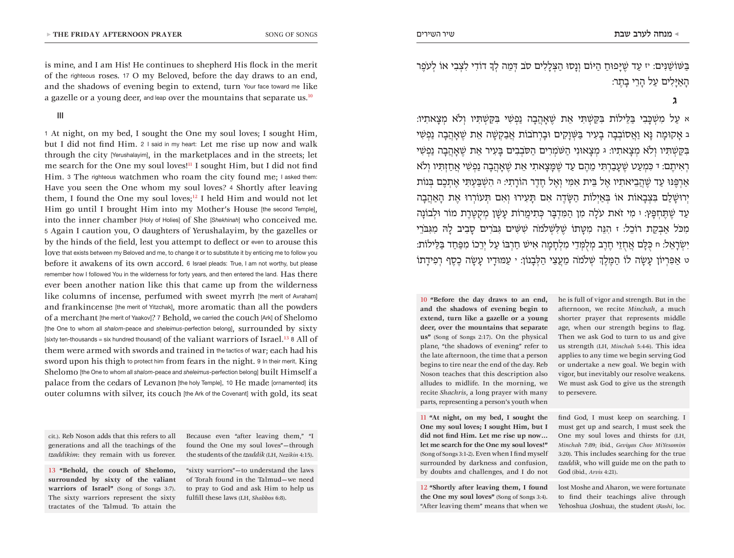is mine, and I am His! He continues to shepherd His flock in the merit of the righteous roses. 17 O my Beloved, before the day draws to an end, and the shadows of evening begin to extend, turn Your face toward me like a gazelle or a young deer, and leap over the mountains that separate us.[10]

## III

1 At night, on my bed, I sought the One my soul loves; I sought Him, but I did not find Him. 2 I said in my heart: Let me rise up now and walk through the city [Yerushalayim], in the marketplaces and in the streets; let me search for the One my soul loves![11] I sought Him, but I did not find Him. 3 The righteous watchmen who roam the city found me; I asked them: Have you seen the One whom my soul loves? 4 Shortly after leaving them, I found the One my soul loves;[12] I held Him and would not let Him go until I brought Him into my Mother's House [the second Temple], into the inner chamber [Holy of Holies] of She [Shekhinah] who conceived me. 5 Again I caution you, O daughters of Yerushalayim, by the gazelles or by the hinds of the field, lest you attempt to deflect or even to arouse this love that exists between my Beloved and me, to change it or to substitute it by enticing me to follow you before it awakens of its own accord. 6 Israel pleads: True, I am not worthy, but please remember how I followed You in the wilderness for forty years, and then entered the land. Has there ever been another nation like this that came up from the wilderness like columns of incense, perfumed with sweet myrrh [the merit of Avraham] and frankincense [the merit of Yitzchak], more aromatic than all the powders of a merchant [the merit of Yaakov]? 7 Behold, we carried the couch [Ark] of Shelomo [the One to whom all *shalom*-peace and *sheleimus*-perfection belong], surrounded by sixty [sixty ten-thousands = six hundred thousand] of the valiant warriors of Israel.[13] 8 All of them were armed with swords and trained in the tactics of war; each had his sword upon his thigh to protect him from fears in the night. 9 In their merit, King Shelomo [the One to whom all *shalom*-peace and *sheleimus*-perfection belong] built Himself a palace from the cedars of Levanon [the holy Temple]. 10 He made [ornamented] its outer columns with silver, its couch [the Ark of the Covenant] with gold, its seat

בְּשׁוֹשַׁנִּים: יז עַד שֶׁיָּפוּחַ הַיּוֹם וְנָסוּ הַצְּלָלִים סֹב דְּמֵה לְךָ דוֹדִי לִצְבִי אוֹ לְעֹפֶר הָאַיָּלִים עַל הָרֵי בָתֶר:

## ג

א עַל מִשְׁכָּבִי בַּלֵּילוֹת בִּקַּשְׁתִּי אֵת שֶׁאָהֲבָה נַפְשִׁי בִּקַּשְׁתִּיו וְלֹא מְצָאתִיו: ב אָקוּמָה נָּא וַאֲסוֹבְבָה בָעִיר בַּשְּׁוָקִים וּבָרְחֹבוֹת אֲבַקְשָׁה אֵת שֶׁאָהֲבָה נַפְשִׁי בִּקַּשְׁתִּיו וְלֹא מְצָאתִיו: ג מְצָאוּנִי הַשֹּׁמְרִים הַסֹּבְבִים בָּעִיר אֵת שֶׁאָהֲבָה נַפְשִׁי רְאִיתֶם: ד כִּמְעַט שֶׁעָבַרְתִּי מֵהֶם עַד שֶׁמָּצָאתִי אֵת שֶׁאָהֲבָה נַפְשִׁי אֲחַזְתִּיו וְלֹא אַרְפֶּנּוּ עַד שֶׁהֲבֵיאתִיו אֶל בֵּית אִמִּי וְאֶל חֶדֶר הוֹרָתִי: ה הִשְׁבַּעְתִּי אֶתְכֶם בְּנוֹת יְרוּשָׁלַםִ בִּצְבָאוֹת אוֹ בְּאַיְלוֹת הַשָּׂדֶה אִם תָּעִירוּ וְאִם תְּעוֹרְרוּ אֶת הָאַהֲבָה עַד שֶׁתֶּחְפָּץ: ו מִי זֹאת עֹלָה מִן הַמִּדְבָּר כְּתִימְרוֹת עָשָׁן מְקֻטֶּרֶת מוֹר וּלְבוֹנָה מִכֹּל אַבְקַת רוֹכֵל: ז הִנֵּה מִטָּתוֹ שֶׁלִּשְׁלֹמֹה שִׁשִּׁים גִּבֹּרִים סָבִיב לָהּ מִגִּבֹּרֵי יִשְׂרָאֵל: ח כֻּלָּם אֲחֻזֵי חֶרֶב מְלֻמְּדֵי מִלְחָמָה אִישׁ חַרְבּוֹ עַל יְרֵכוֹ מִפַּחַד בַּלֵּילוֹת: ט אַפִּרְיוֹן עָשָׂה לוֹ הַמֶּלֶךְ שְׁלֹמֹה מֵעֲצֵי הַלְּבָנוֹן: י עַמּוּדָיו עָשָׂה כֶסֶף רְפִידָתוֹ

---

cit.). Reb Noson adds that this refers to all generations and all the teachings of the *tzaddikim*: they remain with us forever. Because even "after leaving them," "I found the One my soul loves"—through the students of the *tzaddik* (LH, *Nezikin* 4:15).

13 **"Behold, the couch of Shelomo, surrounded by sixty of the valiant warriors of Israel"** (Song of Songs 3:7). The sixty warriors represent the sixty tractates of the Talmud. To attain the "sixty warriors"—to understand the laws of Torah found in the Talmud—we need to pray to God and ask Him to help us fulfill these laws (LH, *Shabbos* 6:8).

10 **"Before the day draws to an end, and the shadows of evening begin to extend, turn like a gazelle or a young deer, over the mountains that separate us"** (Song of Songs 2:17). On the physical plane, "the shadows of evening" refer to the late afternoon, the time that a person begins to tire near the end of the day. Reb Noson teaches that this description also alludes to midlife. In the morning, we recite *Shachris*, a long prayer with many parts, representing a person's youth when he is full of vigor and strength. But in the afternoon, we recite *Minchah*, a much shorter prayer that represents middle age, when our strength begins to flag. Then we ask God to turn to us and give us strength (LH, *Minchah* 5:4-6). This idea applies to any time we begin serving God or undertake a new goal. We begin with vigor, but inevitably our resolve weakens. We must ask God to give us the strength to persevere.

11 **"At night, on my bed, I sought the One my soul loves; I sought Him, but I did not find Him. Let me rise up now… let me search for the One my soul loves!"** (Song of Songs 3:1-2). Even when I find myself surrounded by darkness and confusion, by doubts and challenges, and I do not find God, I must keep on searching. I must get up and search, I must seek the One my soul loves and thirsts for (LH, *Minchah* 7:89; ibid., *Geviyas Chov MiYesomim* 3:20). This includes searching for the true *tzaddik*, who will guide me on the path to God (ibid., *Arvis* 4:21).

12 **"Shortly after leaving them, I found the One my soul loves"** (Song of Songs 3:4). "After leaving them" means that when we lost Moshe and Aharon, we were fortunate to find their teachings alive through Yehoshua (Joshua), the student (*Rashi*, loc.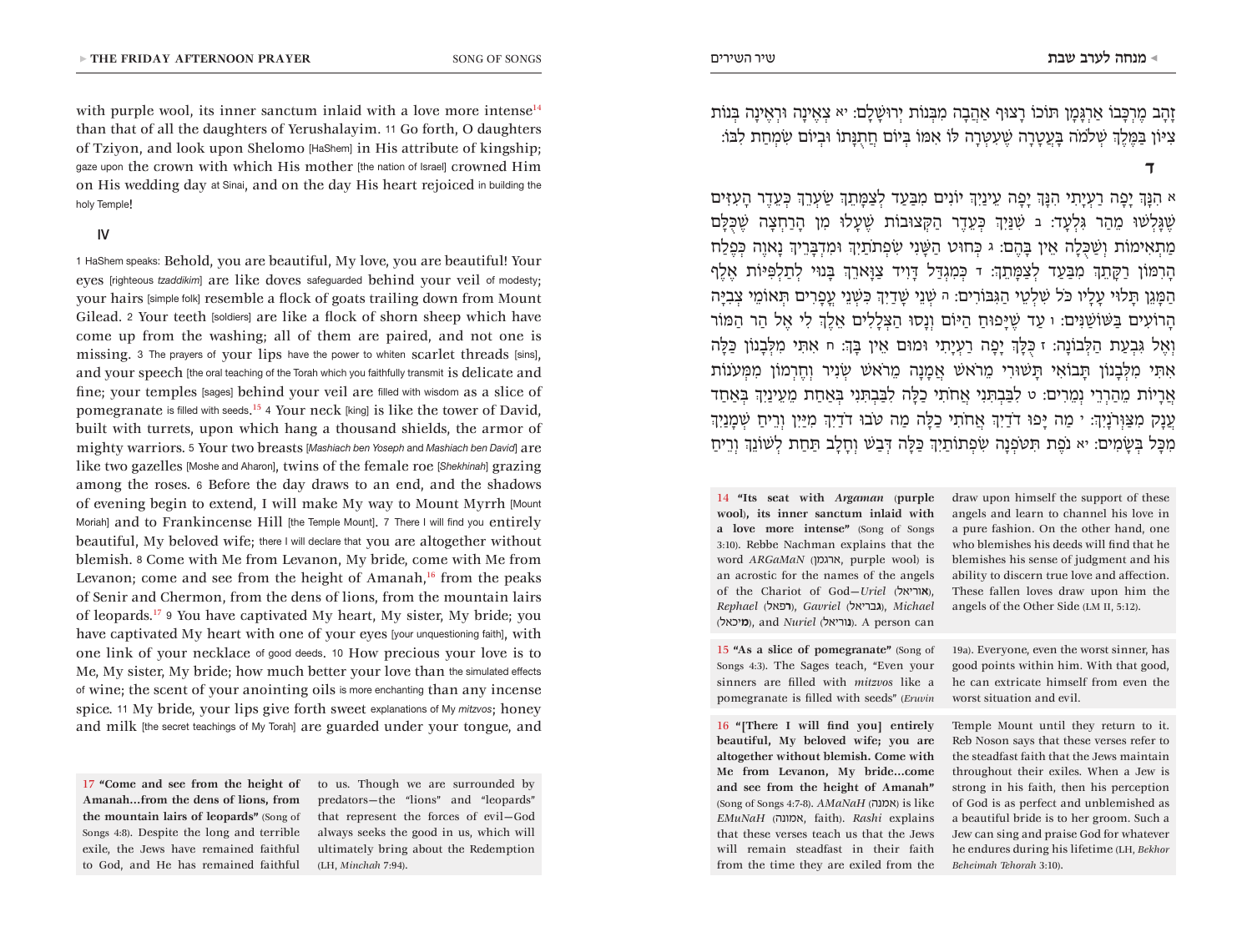with purple wool, its inner sanctum inlaid with a love more intense[14] than that of all the daughters of Yerushalayim. 11 Go forth, O daughters of Tziyon, and look upon Shelomo [HaShem] in His attribute of kingship; gaze upon the crown with which His mother [the nation of Israel] crowned Him on His wedding day at Sinai, and on the day His heart rejoiced in building the holy Temple!

### IV

1 HaShem speaks: Behold, you are beautiful, My love, you are beautiful! Your eyes [righteous *tzaddikim*] are like doves safeguarded behind your veil of modesty; your hairs [simple folk] resemble a flock of goats trailing down from Mount Gilead. 2 Your teeth [soldiers] are like a flock of shorn sheep which have come up from the washing; all of them are paired, and not one is missing. 3 The prayers of your lips have the power to whiten scarlet threads [sins], and your speech [the oral teaching of the Torah which you faithfully transmit] is delicate and fine; your temples [sages] behind your veil are filled with wisdom as a slice of pomegranate is filled with seeds.[15] 4 Your neck [king] is like the tower of David, built with turrets, upon which hang a thousand shields, the armor of mighty warriors. 5 Your two breasts [*Mashiach ben Yoseph* and *Mashiach ben David*] are like two gazelles [Moshe and Aharon], twins of the female roe [*Shekhinah*] grazing among the roses. 6 Before the day draws to an end, and the shadows of evening begin to extend, I will make My way to Mount Myrrh [Mount Moriah] and to Frankincense Hill [the Temple Mount]. 7 There I will find you entirely beautiful, My beloved wife; there I will declare that you are altogether without blemish. 8 Come with Me from Levanon, My bride, come with Me from Levanon; come and see from the height of Amanah,[16] from the peaks of Senir and Chermon, from the dens of lions, from the mountain lairs of leopards.[17] 9 You have captivated My heart, My sister, My bride; you have captivated My heart with one of your eyes [your unquestioning faith], with one link of your necklace of good deeds. 10 How precious your love is to Me, My sister, My bride; how much better your love than the simulated effects of wine; the scent of your anointing oils is more enchanting than any incense spice. 11 My bride, your lips give forth sweet explanations of My *mitzvos*; honey and milk [the secret teachings of My Torah] are guarded under your tongue, and

זָהָב מֶרְכָּבוֹ אַרְגָּמָן תּוֹכוֹ רָצוּף אַהֲבָה מִבְּנוֹת יְרוּשָׁלָם: יא צְאֶינָה וּרְאֶינָה בְּנוֹת צִיּוֹן בַּמֶּלֶךְ שְׁלֹמֹה בָּעֲטָרָה שֶׁעִטְּרָה לּוֹ אִמּוֹ בְּיוֹם חֲתֻנָּתוֹ וּבְיוֹם שִׂמְחַת לִבּוֹ:

### ד

א הִנָּךְ יָפָה רַעְיָתִי הִנָּךְ יָפָה עֵינַיִךְ יוֹנִים מִבַּעַד לְצַמָּתֵךְ שַׂעְרֵךְ כְּעֵדֶר הָעִזִּים שֶׁגָּלְשׁוּ מֵהַר גִּלְעָד: ב שִׁנַּיִךְ כְּעֵדֶר הַקְּצוּבוֹת שֶׁעָלוּ מִן הָרַחְצָה שֶׁכֻּלָּם מַתְאִימוֹת וְשַׁכֻּלָה אֵין בָּהֶם: ג כְּחוּט הַשָּׁנִי שִׂפְתֹתַיִךְ וּמִדְבָּרֵיךְ נָאוֶה כְּפֶלַח הָרִמּוֹן רַקָּתֵךְ מִבַּעַד לְצַמָּתֵךְ: ד כְּמִגְדַּל דָּוִיד צַוָּארֵךְ בָּנוּי לְתַלְפִּיּוֹת אֶלֶף הַמָּגֵן תָּלוּי עָלָיו כֹּל שִׁלְטֵי הַגִּבֹּרִים: ה שְׁנֵי שָׁדַיִךְ כִּשְׁנֵי עֳפָרִים תְּאוֹמֵי צְבִיָּה הָרוֹעִים בַּשּׁוֹשַׁנִּים: ו עַד שֶׁיָּפוּחַ הַיּוֹם וְנָסוּ הַצְּלָלִים אֵלֶךְ לִי אֶל הַר הַמּוֹר וְאֶל גִּבְעַת הַלְּבוֹנָה: ז כֻּלָּךְ יָפָה רַעְיָתִי וּמוּם אֵין בָּךְ: ח אִתִּי מִלְּבָנוֹן כַּלָּה אִתִּי מִלְּבָנוֹן תָּבוֹאִי תָּשׁוּרִי מֵרֹאשׁ אֲמָנָה מֵרֹאשׁ שְׂנִיר וְחֶרְמוֹן מִמְּעֹנוֹת אֲרָיוֹת מֵהַרְרֵי נְמֵרִים: ט לִבַּבְתִּנִי אֲחֹתִי כַלָּה לִבַּבְתִּנִי בְּאַחַת מֵעֵינַיִךְ בְּאַחַד עֲנָק מִצַּוְּרֹנָיִךְ: י מַה יָּפוּ דֹדַיִךְ אֲחֹתִי כַלָּה מַה טֹּבוּ דֹדַיִךְ מִיַּיִן וְרֵיחַ שְׁמָנַיִךְ מִכָּל בְּשָׂמִים: יא נֹפֶת תִּטֹּפְנָה שִׂפְתוֹתַיִךְ כַּלָּה דְּבַשׁ וְחָלָב תַּחַת לְשׁוֹנֵךְ וְרֵיחַ

---

14 **"Its seat with *Argaman* (purple wool), its inner sanctum inlaid with a love more intense"** (Song of Songs 3:10). Rebbe Nachman explains that the word *ARGaMaN* (ארגמן, purple wool) is an acrostic for the names of the angels of the Chariot of God—*Uriel* (אוריאל), *Rephael* (רפאל), *Gavriel* (גבריאל), *Michael* (מיכאל), and *Nuriel* (נוריאל). A person can draw upon himself the support of these angels and learn to channel his love in a pure fashion. On the other hand, one who blemishes his deeds will find that he blemishes his sense of judgment and his ability to discern true love and affection. These fallen loves draw upon him the angels of the Other Side (LM II, 5:12).

15 **"As a slice of pomegranate"** (Song of Songs 4:3). The Sages teach, "Even your sinners are filled with *mitzvos* like a pomegranate is filled with seeds" (*Eruvin* 19a). Everyone, even the worst sinner, has good points within him. With that good, he can extricate himself from even the worst situation and evil.

16 **"[There I will find you] entirely beautiful, My beloved wife; you are altogether without blemish. Come with Me from Levanon, My bride…come and see from the height of Amanah"** (Song of Songs 4:7-8). *AMaNaH* (אמנה) is like *EMuNaH* (אמונה, faith). *Rashi* explains that these verses teach us that the Jews will remain steadfast in their faith from the time they are exiled from the Temple Mount until they return to it. Reb Noson says that these verses refer to the steadfast faith that the Jews maintain throughout their exiles. When a Jew is strong in his faith, then his perception of God is as perfect and unblemished as a beautiful bride is to her groom. Such a Jew can sing and praise God for whatever he endures during his lifetime (LH, *Bekhor Beheimah Tehorah* 3:10).

17 **"Come and see from the height of Amanah…from the dens of lions, from the mountain lairs of leopards"** (Song of Songs 4:8). Despite the long and terrible exile, the Jews have remained faithful to God, and He has remained faithful to us. Though we are surrounded by predators—the "lions" and "leopards" that represent the forces of evil—God always seeks the good in us, which will ultimately bring about the Redemption (LH, *Minchah* 7:94).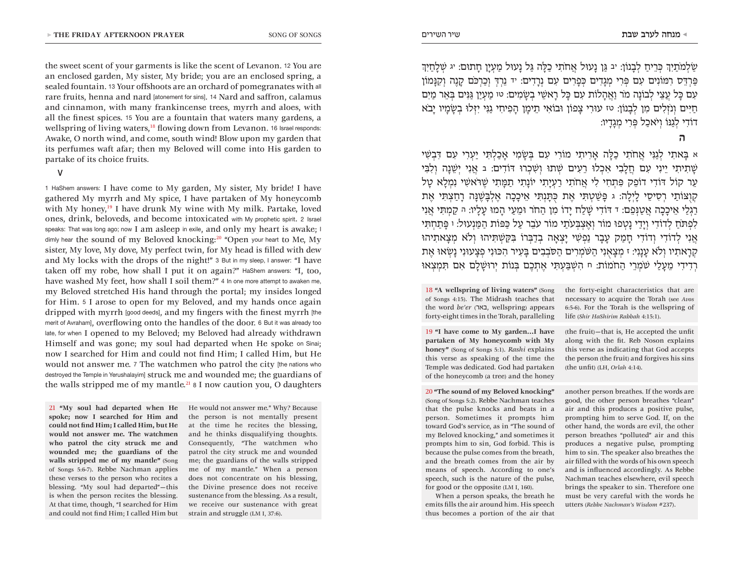the sweet scent of your garments is like the scent of Levanon. 12 You are an enclosed garden, My sister, My bride; you are an enclosed spring, a sealed fountain. 13 Your offshoots are an orchard of pomegranates with all rare fruits, henna and nard [atonement for sins]. 14 Nard and saffron, calamus and cinnamon, with many frankincense trees, myrrh and aloes, with all the finest spices. 15 You are a fountain that waters many gardens, a wellspring of living waters,[18] flowing down from Levanon. 16 Israel responds: Awake, O north wind, and come, south wind! Blow upon my garden that its perfumes waft afar; then my Beloved will come into His garden to partake of its choice fruits.

## V

1 HaShem answers: I have come to My garden, My sister, My bride! I have gathered My myrrh and My spice, I have partaken of My honeycomb with My honey,[19] I have drunk My wine with My milk. Partake, loved ones, drink, beloveds, and become intoxicated with My prophetic spirit. 2 Israel speaks: That was long ago; now I am asleep in exile, and only my heart is awake; I dimly hear the sound of my Beloved knocking:[20] "Open your heart to Me, My sister, My love, My dove, My perfect twin, for My head is filled with dew and My locks with the drops of the night!" 3 But in my sleep, I answer: "I have taken off my robe, how shall I put it on again?" HaShem answers: "I, too, have washed My feet, how shall I soil them?" 4 In one more attempt to awaken me, my Beloved stretched His hand through the portal; my insides longed for Him. 5 I arose to open for my Beloved, and my hands once again dripped with myrrh [good deeds], and my fingers with the finest myrrh [the merit of Avraham], overflowing onto the handles of the door. 6 But it was already too late, for when I opened to my Beloved; my Beloved had already withdrawn Himself and was gone; my soul had departed when He spoke on Sinai; now I searched for Him and could not find Him; I called Him, but He would not answer me. 7 The watchmen who patrol the city [the nations who destroyed the Temple in Yerushalayim] struck me and wounded me; the guardians of the walls stripped me of my mantle.[21] 8 I now caution you, O daughters

21 **"My soul had departed when He spoke; now I searched for Him and could not find Him; I called Him, but He would not answer me. The watchmen who patrol the city struck me and wounded me; the guardians of the walls stripped me of my mantle"** (Song of Songs 5:6-7). Rebbe Nachman applies these verses to the person who recites a blessing. "My soul had departed"—this is when the person recites the blessing. At that time, though, "I searched for Him and could not find Him; I called Him but He would not answer me." Why? Because the person is not mentally present at the time he recites the blessing, and he thinks disqualifying thoughts. Consequently, "The watchmen who patrol the city struck me and wounded me; the guardians of the walls stripped me of my mantle." When a person does not concentrate on his blessing, the Divine presence does not receive sustenance from the blessing. As a result, we receive our sustenance with great strain and struggle (LM I, 37:6).

שַׁלְמֹתַיִךְ כְּרֵיחַ לְבָנוֹן: יב גַּן נָעוּל אֲחֹתִי כַלָּה גַּל נָעוּל מַעְיָן חָתוּם: יג שְׁלָחַיִךְ פַּרְדֵּס רִמּוֹנִים עִם פְּרִי מְגָדִים כְּפָרִים עִם נְרָדִים: יד נֵרְדְּ וְכַרְכֹּם קָנֶה וְקִנָּמוֹן עִם כָּל עֲצֵי לְבוֹנָה מֹר וַאֲהָלוֹת עִם כָּל רָאשֵׁי בְשָׂמִים: טו מַעְיַן גַּנִּים בְּאֵר מַיִם חַיִּים וְנֹזְלִים מִן לְבָנוֹן: טז עוּרִי צָפוֹן וּבוֹאִי תֵימָן הָפִיחִי גַנִּי יִזְּלוּ בְשָׂמָיו יָבֹא דוֹדִי לְגַנּוֹ וְיֹאכַל פְּרִי מְגָדָיו:

## ה

א בָּאתִי לְגַנִּי אֲחֹתִי כַלָּה אָרִיתִי מוֹרִי עִם בְּשָׂמִי אָכַלְתִּי יַעְרִי עִם דִּבְשִׁי שָׁתִיתִי יֵינִי עִם חֲלָבִי אִכְלוּ רֵעִים שְׁתוּ וְשִׁכְרוּ דּוֹדִים: ב אֲנִי יְשֵׁנָה וְלִבִּי עֵר קוֹל דּוֹדִי דוֹפֵק פִּתְחִי לִי אֲחֹתִי רַעְיָתִי יוֹנָתִי תַמָּתִי שֶׁרֹּאשִׁי נִמְלָא טָל קְוֻצּוֹתַי רְסִיסֵי לָיְלָה: ג פָּשַׁטְתִּי אֶת כֻּתָּנְתִּי אֵיכָכָה אֶלְבָּשֶׁנָּה רָחַצְתִּי אֶת רַגְלַי אֵיכָכָה אֲטַנְּפֵם: ד דּוֹדִי שָׁלַח יָדוֹ מִן הַחֹר וּמֵעַי הָמוּ עָלָיו: ה קַמְתִּי אֲנִי לִפְתֹּחַ לְדוֹדִי וְיָדַי נָטְפוּ מוֹר וְאֶצְבְּעֹתַי מוֹר עֹבֵר עַל כַּפּוֹת הַמַּנְעוּל: ו פָּתַחְתִּי אֲנִי לְדוֹדִי וְדוֹדִי חָמַק עָבָר נַפְשִׁי יָצְאָה בְדַבְּרוֹ בִּקַּשְׁתִּיהוּ וְלֹא מְצָאתִיהוּ קְרָאתִיו וְלֹא עָנָנִי: ז מְצָאֻנִי הַשֹּׁמְרִים הַסֹּבְבִים בָּעִיר הִכּוּנִי פְצָעוּנִי נָשְׂאוּ אֶת רְדִידִי מֵעָלַי שֹׁמְרֵי הַחֹמוֹת: ח הִשְׁבַּעְתִּי אֶתְכֶם בְּנוֹת יְרוּשָׁלָם אִם תִּמְצְאוּ

18 **"A wellspring of living waters"** (Song of Songs 4:15). The Midrash teaches that the word *be'er* (באר, wellspring) appears forty-eight times in the Torah, paralleling the forty-eight characteristics that are necessary to acquire the Torah (see *Avos* 6:5-6). For the Torah is the wellspring of life (*Shir HaShirim Rabbah* 4:15:1).

19 **"I have come to My garden...I have partaken of My honeycomb with My honey"** (Song of Songs 5:1). *Rashi* explains this verse as speaking of the time the Temple was dedicated. God had partaken of the honeycomb (a tree) and the honey (the fruit)—that is, He accepted the unfit along with the fit. Reb Noson explains this verse as indicating that God accepts the person (the fruit) and forgives his sins (the unfit) (LH, *Orlah* 4:14).

20 **"The sound of my Beloved knocking"** (Song of Songs 5:2). Rebbe Nachman teaches that the pulse knocks and beats in a person. Sometimes it prompts him toward God's service, as in "The sound of my Beloved knocking," and sometimes it prompts him to sin, God forbid. This is because the pulse comes from the breath, and the breath comes from the air by means of speech. According to one's speech, such is the nature of the pulse, for good or the opposite (LM I, 160).

When a person speaks, the breath he emits fills the air around him. His speech thus becomes a portion of the air that another person breathes. If the words are good, the other person breathes "clean" air and this produces a positive pulse, prompting him to serve God. If, on the other hand, the words are evil, the other person breathes "polluted" air and this produces a negative pulse, prompting him to sin. The speaker also breathes the air filled with the words of his own speech and is influenced accordingly. As Rebbe Nachman teaches elsewhere, evil speech brings the speaker to sin. Therefore one must be very careful with the words he utters (*Rebbe Nachman's Wisdom* #237).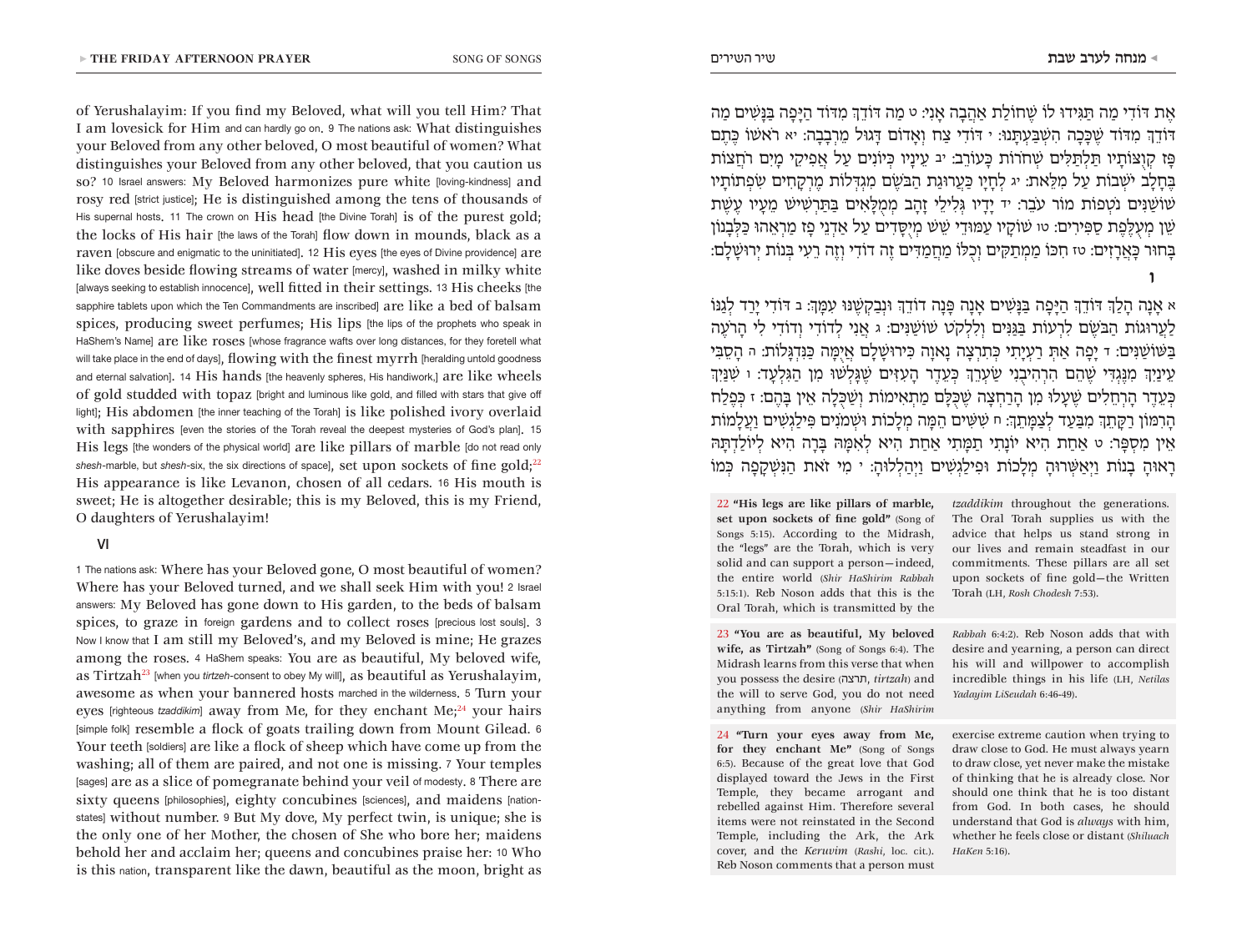of Yerushalayim: If you find my Beloved, what will you tell Him? That I am lovesick for Him and can hardly go on. 9 The nations ask: What distinguishes your Beloved from any other beloved, O most beautiful of women? What distinguishes your Beloved from any other beloved, that you caution us so? 10 Israel answers: My Beloved harmonizes pure white [loving-kindness] and rosy red [strict justice]; He is distinguished among the tens of thousands of His supernal hosts. 11 The crown on His head [the Divine Torah] is of the purest gold; the locks of His hair [the laws of the Torah] flow down in mounds, black as a raven [obscure and enigmatic to the uninitiated]. 12 His eyes [the eyes of Divine providence] are like doves beside flowing streams of water [mercy], washed in milky white [always seeking to establish innocence], well fitted in their settings. 13 His cheeks [the sapphire tablets upon which the Ten Commandments are inscribed] are like a bed of balsam spices, producing sweet perfumes; His lips [the lips of the prophets who speak in HaShem's Name] are like roses [whose fragrance wafts over long distances, for they foretell what will take place in the end of days], flowing with the finest myrrh [heralding untold goodness and eternal salvation]. 14 His hands [the heavenly spheres, His handiwork,] are like wheels of gold studded with topaz [bright and luminous like gold, and filled with stars that give off light]; His abdomen [the inner teaching of the Torah] is like polished ivory overlaid with sapphires [even the stories of the Torah reveal the deepest mysteries of God's plan]. 15 His legs [the wonders of the physical world] are like pillars of marble [do not read only *shesh*-marble, but *shesh*-six, the six directions of space], set upon sockets of fine gold;[22] His appearance is like Levanon, chosen of all cedars. 16 His mouth is sweet; He is altogether desirable; this is my Beloved, this is my Friend, O daughters of Yerushalayim!

## VI

1 The nations ask: Where has your Beloved gone, O most beautiful of women? Where has your Beloved turned, and we shall seek Him with you! 2 Israel answers: My Beloved has gone down to His garden, to the beds of balsam spices, to graze in foreign gardens and to collect roses [precious lost souls]. 3 Now I know that I am still my Beloved's, and my Beloved is mine; He grazes among the roses. 4 HaShem speaks: You are as beautiful, My beloved wife, as Tirtzah[23] [when you *tirtzeh*-consent to obey My will], as beautiful as Yerushalayim, awesome as when your bannered hosts marched in the wilderness. 5 Turn your eyes [righteous *tzaddikim*] away from Me, for they enchant Me;[24] your hairs [simple folk] resemble a flock of goats trailing down from Mount Gilead. 6 Your teeth [soldiers] are like a flock of sheep which have come up from the washing; all of them are paired, and not one is missing. 7 Your temples [sages] are as a slice of pomegranate behind your veil of modesty. 8 There are sixty queens [philosophies], eighty concubines [sciences], and maidens [nation-states] without number. 9 But My dove, My perfect twin, is unique; she is the only one of her Mother, the chosen of She who bore her; maidens behold her and acclaim her; queens and concubines praise her: 10 Who is this nation, transparent like the dawn, beautiful as the moon, bright as

אֶת דּוֹדִי מַה תַּגִּידוּ לוֹ שֶׁחוֹלַת אַהֲבָה אָנִי: ט מַה דּוֹדֵךְ מִדּוֹד הַיָּפָה בַּנָּשִׁים מַה דּוֹדֵךְ מִדּוֹד שֶׁכָּכָה הִשְׁבַּעְתָּנוּ: י דּוֹדִי צַח וְאָדוֹם דָּגוּל מֵרְבָבָה: יא רֹאשׁוֹ כֶּתֶם פָּז קְוֻצּוֹתָיו תַּלְתַּלִּים שְׁחֹרוֹת כָּעוֹרֵב: יב עֵינָיו כְּיוֹנִים עַל אֲפִיקֵי מָיִם רֹחֲצוֹת בֶּחָלָב יֹשְׁבוֹת עַל מִלֵּאת: יג לְחָיָו כַּעֲרוּגַת הַבֹּשֶׂם מִגְדְּלוֹת מֶרְקָחִים שִׂפְתוֹתָיו שׁוֹשַׁנִּים נֹטְפוֹת מוֹר עֹבֵר: יד יָדָיו גְּלִילֵי זָהָב מְמֻלָּאִים בַּתַּרְשִׁישׁ מֵעָיו עֶשֶׁת שֵׁן מְעֻלֶּפֶת סַפִּירִים: טו שׁוֹקָיו עַמּוּדֵי שֵׁשׁ מְיֻסָּדִים עַל אַדְנֵי פָז מַרְאֵהוּ כַּלְּבָנוֹן בָּחוּר כָּאֲרָזִים: טז חִכּוֹ מַמְתַקִּים וְכֻלּוֹ מַחֲמַדִּים זֶה דוֹדִי וְזֶה רֵעִי בְּנוֹת יְרוּשָׁלָם:

## ו

א אָנָה הָלַךְ דּוֹדֵךְ הַיָּפָה בַּנָּשִׁים אָנָה פָּנָה דוֹדֵךְ וּנְבַקְשֶׁנּוּ עִמָּךְ: ב דּוֹדִי יָרַד לְגַנּוֹ לַעֲרוּגוֹת הַבֹּשֶׂם לִרְעוֹת בַּגַּנִּים וְלִלְקֹט שׁוֹשַׁנִּים: ג אֲנִי לְדוֹדִי וְדוֹדִי לִי הָרֹעֶה בַּשּׁוֹשַׁנִּים: ד יָפָה אַתְּ רַעְיָתִי כְּתִרְצָה נָאוָה כִּירוּשָׁלָם אֲיֻמָּה כַּנִּדְגָּלוֹת: ה הָסֵבִּי עֵינַיִךְ מִנֶּגְדִּי שֶׁהֵם הִרְהִיבֻנִי שַׂעְרֵךְ כְּעֵדֶר הָעִזִּים שֶׁגָּלְשׁוּ מִן הַגִּלְעָד: ו שִׁנַּיִךְ כְּעֵדֶר הָרְחֵלִים שֶׁעָלוּ מִן הָרַחְצָה שֶׁכֻּלָּם מַתְאִימוֹת וְשַׁכֻּלָה אֵין בָּהֶם: ז כְּפֶלַח הָרִמּוֹן רַקָּתֵךְ מִבַּעַד לְצַמָּתֵךְ: ח שִׁשִּׁים הֵמָּה מְלָכוֹת וּשְׁמֹנִים פִּילַגְשִׁים וַעֲלָמוֹת אֵין מִסְפָּר: ט אַחַת הִיא יוֹנָתִי תַמָּתִי אַחַת הִיא לְאִמָּהּ בָּרָה הִיא לְיוֹלַדְתָּהּ רָאוּהָ בָנוֹת וַיְאַשְּׁרוּהָ מְלָכוֹת וּפִילַגְשִׁים וַיְהַלְלוּהָ: י מִי זֹאת הַנִּשְׁקָפָה כְּמוֹ

---

[22] **"His legs are like pillars of marble, set upon sockets of fine gold"** (Song of Songs 5:15). According to the Midrash, the "legs" are the Torah, which is very solid and can support a person—indeed, the entire world (*Shir HaShirim Rabbah* 5:15:1). Reb Noson adds that this is the Oral Torah, which is transmitted by the *tzaddikim* throughout the generations. The Oral Torah supplies us with the advice that helps us stand strong in our lives and remain steadfast in our commitments. These pillars are all set upon sockets of fine gold—the Written Torah (LH, *Rosh Chodesh* 7:53).

[23] **"You are as beautiful, My beloved wife, as Tirtzah"** (Song of Songs 6:4). The Midrash learns from this verse that when you possess the desire (תרצה, *tirtzah*) and the will to serve God, you do not need anything from anyone (*Shir HaShirim Rabbah* 6:4:2). Reb Noson adds that with desire and yearning, a person can direct his will and willpower to accomplish incredible things in his life (LH, *Netilas Yadayim LiSeudah* 6:46-49).

[24] **"Turn your eyes away from Me, for they enchant Me"** (Song of Songs 6:5). Because of the great love that God displayed toward the Jews in the First Temple, they became arrogant and rebelled against Him. Therefore several items were not reinstated in the Second Temple, including the Ark, the Ark cover, and the *Keruvim* (*Rashi*, loc. cit.). Reb Noson comments that a person must exercise extreme caution when trying to draw close to God. He must always yearn to draw close, yet never make the mistake of thinking that he is already close. Nor should one think that he is too distant from God. In both cases, he should understand that God is *always* with him, whether he feels close or distant (*Shiluach HaKen* 5:16).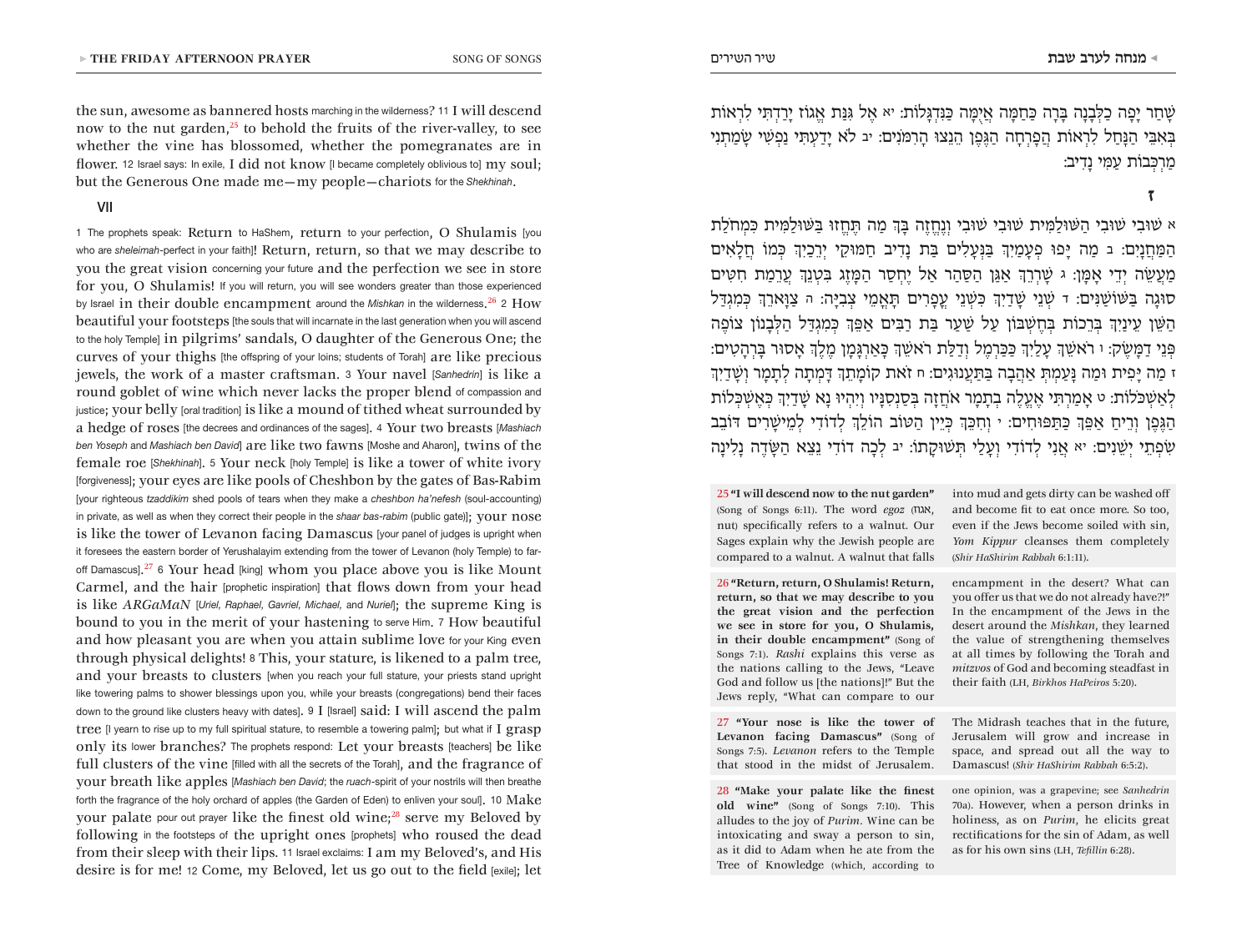the sun, awesome as bannered hosts marching in the wilderness? 11 I will descend now to the nut garden,[25] to behold the fruits of the river-valley, to see whether the vine has blossomed, whether the pomegranates are in flower. 12 Israel says: In exile, I did not know [I became completely oblivious to] my soul; but the Generous One made me—my people—chariots for the *Shekhinah*.

## VII

1 The prophets speak: Return to HaShem, return to your perfection, O Shulamis [you who are *sheleimah*-perfect in your faith]! Return, return, so that we may describe to you the great vision concerning your future and the perfection we see in store for you, O Shulamis! If you will return, you will see wonders greater than those experienced by Israel in their double encampment around the *Mishkan* in the wilderness.[26] 2 How beautiful your footsteps [the souls that will incarnate in the last generation when you will ascend to the holy Temple] in pilgrims' sandals, O daughter of the Generous One; the curves of your thighs [the offspring of your loins; students of Torah] are like precious jewels, the work of a master craftsman. 3 Your navel [*Sanhedrin*] is like a round goblet of wine which never lacks the proper blend of compassion and justice; your belly [oral tradition] is like a mound of tithed wheat surrounded by a hedge of roses [the decrees and ordinances of the sages]. 4 Your two breasts [*Mashiach ben Yoseph* and *Mashiach ben David*] are like two fawns [Moshe and Aharon], twins of the female roe [*Shekhinah*]. 5 Your neck [holy Temple] is like a tower of white ivory [forgiveness]; your eyes are like pools of Cheshbon by the gates of Bas-Rabim [your righteous *tzaddikim* shed pools of tears when they make a *cheshbon ha'nefesh* (soul-accounting) in private, as well as when they correct their people in the *shaar bas-rabim* (public gate)]; your nose is like the tower of Levanon facing Damascus [your panel of judges is upright when it foresees the eastern border of Yerushalayim extending from the tower of Levanon (holy Temple) to far-off Damascus].[27] 6 Your head [king] whom you place above you is like Mount Carmel, and the hair [prophetic inspiration] that flows down from your head is like *ARGaMaN* [*Uriel, Raphael, Gavriel, Michael,* and *Nuriel*]; the supreme King is bound to you in the merit of your hastening to serve Him. 7 How beautiful and how pleasant you are when you attain sublime love for your King even through physical delights! 8 This, your stature, is likened to a palm tree, and your breasts to clusters [when you reach your full stature, your priests stand upright like towering palms to shower blessings upon you, while your breasts (congregations) bend their faces down to the ground like clusters heavy with dates]. 9 I [Israel] said: I will ascend the palm tree [I yearn to rise up to my full spiritual stature, to resemble a towering palm]; but what if I grasp only its lower branches? The prophets respond: Let your breasts [teachers] be like full clusters of the vine [filled with all the secrets of the Torah], and the fragrance of your breath like apples [*Mashiach ben David*; the *ruach*-spirit of your nostrils will then breathe forth the fragrance of the holy orchard of apples (the Garden of Eden) to enliven your soul]. 10 Make your palate pour out prayer like the finest old wine;[28] serve my Beloved by following in the footsteps of the upright ones [prophets] who roused the dead from their sleep with their lips. 11 Israel exclaims: I am my Beloved's, and His desire is for me! 12 Come, my Beloved, let us go out to the field [exile]; let

שָׁחַר יָפָה כַלְּבָנָה בָּרָה כַּחַמָּה אֲיֻמָּה כַּנִּדְגָּלוֹת: יא אֶל גִּנַּת אֱגוֹז יָרַדְתִּי לִרְאוֹת בְּאִבֵּי הַנָּחַל לִרְאוֹת הֲפָרְחָה הַגֶּפֶן הֵנֵצוּ הָרִמֹּנִים: יב לֹא יָדַעְתִּי נַפְשִׁי שָׂמַתְנִי מַרְכְּבוֹת עַמִּי נָדִיב:

## ז

א שׁוּבִי שׁוּבִי הַשּׁוּלַמִּית שׁוּבִי שׁוּבִי וְנֶחֱזֶה בָּךְ מַה תֶּחֱזוּ בַּשּׁוּלַמִּית כִּמְחֹלַת הַמַּחֲנָיִם: ב מַה יָּפוּ פְעָמַיִךְ בַּנְּעָלִים בַּת נָדִיב חַמּוּקֵי יְרֵכַיִךְ כְּמוֹ חֲלָאִים מַעֲשֵׂה יְדֵי אָמָּן: ג שָׁרְרֵךְ אַגַּן הַסַּהַר אַל יֶחְסַר הַמָּזֶג בִּטְנֵךְ עֲרֵמַת חִטִּים סוּגָה בַּשּׁוֹשַׁנִּים: ד שְׁנֵי שָׁדַיִךְ כִּשְׁנֵי עֳפָרִים תָּאֳמֵי צְבִיָּה: ה צַוָּארֵךְ כְּמִגְדַּל הַשֵּׁן עֵינַיִךְ בְּרֵכוֹת בְּחֶשְׁבּוֹן עַל שַׁעַר בַּת רַבִּים אַפֵּךְ כְּמִגְדַּל הַלְּבָנוֹן צוֹפֶה פְּנֵי דַמָּשֶׂק: ו רֹאשֵׁךְ עָלַיִךְ כַּכַּרְמֶל וְדַלַּת רֹאשֵׁךְ כָּאַרְגָּמָן מֶלֶךְ אָסוּר בָּרְהָטִים: ז מַה יָּפִית וּמַה נָּעַמְתְּ אַהֲבָה בַּתַּעֲנוּגִים: ח זֹאת קוֹמָתֵךְ דָּמְתָה לְתָמָר וְשָׁדַיִךְ לְאַשְׁכֹּלוֹת: ט אָמַרְתִּי אֶעֱלֶה בְתָמָר אֹחֲזָה בְּסַנְסִנָּיו וְיִהְיוּ נָא שָׁדַיִךְ כְּאֶשְׁכְּלוֹת הַגֶּפֶן וְרֵיחַ אַפֵּךְ כַּתַּפּוּחִים: י וְחִכֵּךְ כְּיֵין הַטּוֹב הוֹלֵךְ לְדוֹדִי לְמֵישָׁרִים דּוֹבֵב שִׂפְתֵי יְשֵׁנִים: יא אֲנִי לְדוֹדִי וְעָלַי תְּשׁוּקָתוֹ: יב לְכָה דוֹדִי נֵצֵא הַשָּׂדֶה נָלִינָה

---

25 **"I will descend now to the nut garden"** (Song of Songs 6:11). The word *egoz* (אגוז, nut) specifically refers to a walnut. Our Sages explain why the Jewish people are compared to a walnut. A walnut that falls into mud and gets dirty can be washed off and become fit to eat once more. So too, even if the Jews become soiled with sin, *Yom Kippur* cleanses them completely (*Shir HaShirim Rabbah* 6:1:11).

26 **"Return, return, O Shulamis! Return, return, so that we may describe to you the great vision and the perfection we see in store for you, O Shulamis, in their double encampment"** (Song of Songs 7:1). *Rashi* explains this verse as the nations calling to the Jews, "Leave God and follow us [the nations]!" But the Jews reply, "What can compare to our encampment in the desert? What can you offer us that we do not already have?!" In the encampment of the Jews in the desert around the *Mishkan*, they learned the value of strengthening themselves at all times by following the Torah and *mitzvos* of God and becoming steadfast in their faith (LH, *Birkhos HaPeiros* 5:20).

27 **"Your nose is like the tower of Levanon facing Damascus"** (Song of Songs 7:5). *Levanon* refers to the Temple that stood in the midst of Jerusalem. The Midrash teaches that in the future, Jerusalem will grow and increase in space, and spread out all the way to Damascus! (*Shir HaShirim Rabbah* 6:5:2).

28 **"Make your palate like the finest old wine"** (Song of Songs 7:10). This alludes to the joy of *Purim*. Wine can be intoxicating and sway a person to sin, as it did to Adam when he ate from the Tree of Knowledge (which, according to one opinion, was a grapevine; see *Sanhedrin* 70a). However, when a person drinks in holiness, as on *Purim*, he elicits great rectifications for the sin of Adam, as well as for his own sins (LH, *Tefillin* 6:28).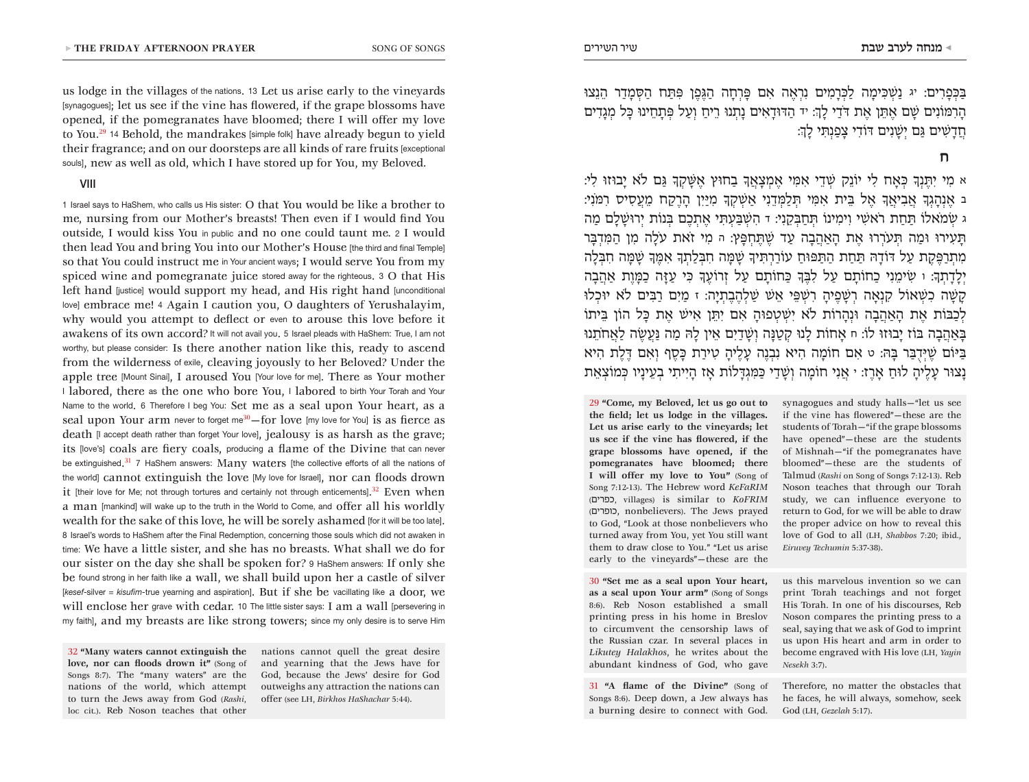us lodge in the villages of the nations. 13 Let us arise early to the vineyards [synagogues]; let us see if the vine has flowered, if the grape blossoms have opened, if the pomegranates have bloomed; there I will offer my love to You.[29] 14 Behold, the mandrakes [simple folk] have already begun to yield their fragrance; and on our doorsteps are all kinds of rare fruits [exceptional souls], new as well as old, which I have stored up for You, my Beloved.

### VIII

1 Israel says to HaShem, who calls us His sister: O that You would be like a brother to me, nursing from our Mother's breasts! Then even if I would find You outside, I would kiss You in public and no one could taunt me. 2 I would then lead You and bring You into our Mother's House [the third and final Temple] so that You could instruct me in Your ancient ways; I would serve You from my spiced wine and pomegranate juice stored away for the righteous. 3 O that His left hand [justice] would support my head, and His right hand [unconditional love] embrace me! 4 Again I caution you, O daughters of Yerushalayim, why would you attempt to deflect or even to arouse this love before it awakens of its own accord? It will not avail you. 5 Israel pleads with HaShem: True, I am not worthy, but please consider: Is there another nation like this, ready to ascend from the wilderness of exile, cleaving joyously to her Beloved? Under the apple tree [Mount Sinai], I aroused You [Your love for me]. There as Your mother I labored, there as the one who bore You, I labored to birth Your Torah and Your Name to the world. 6 Therefore I beg You: Set me as a seal upon Your heart, as a seal upon Your arm never to forget me[30]—for love [my love for You] is as fierce as death [I accept death rather than forget Your love], jealousy is as harsh as the grave; its [love's] coals are fiery coals, producing a flame of the Divine that can never be extinguished.[31] 7 HaShem answers: Many waters [the collective efforts of all the nations of the world] cannot extinguish the love [My love for Israel], nor can floods drown it [their love for Me; not through tortures and certainly not through enticements].[32] Even when a man [mankind] will wake up to the truth in the World to Come, and offer all his worldly wealth for the sake of this love, he will be sorely ashamed [for it will be too late]. 8 Israel's words to HaShem after the Final Redemption, concerning those souls which did not awaken in time: We have a little sister, and she has no breasts. What shall we do for our sister on the day she shall be spoken for? 9 HaShem answers: If only she be found strong in her faith like a wall, we shall build upon her a castle of silver [*kesef*-silver = *kisufim*-true yearning and aspiration]. But if she be vacillating like a door, we will enclose her grave with cedar. 10 The little sister says: I am a wall [persevering in my faith], and my breasts are like strong towers; since my only desire is to serve Him

בַּכְּפָרִים: יג נַשְׁכִּימָה לַכְּרָמִים נִרְאֶה אִם פָּרְחָה הַגֶּפֶן פִּתַּח הַסְּמָדַר הֵנֵצוּ הָרִמּוֹנִים שָׁם אֶתֵּן אֶת דֹּדַי לָךְ: יד הַדּוּדָאִים נָתְנוּ רֵיחַ וְעַל פְּתָחֵינוּ כָּל מְגָדִים חֲדָשִׁים גַּם יְשָׁנִים דּוֹדִי צָפַנְתִּי לָךְ:

### ח

א מִי יִתֶּנְךָ כְּאָח לִי יוֹנֵק שְׁדֵי אִמִּי אֶמְצָאֲךָ בַחוּץ אֶשָּׁקְךָ גַּם לֹא יָבוּזוּ לִי: ב אֶנְהָגְךָ אֲבִיאֲךָ אֶל בֵּית אִמִּי תְּלַמְּדֵנִי אַשְׁקְךָ מִיַּיִן הָרֶקַח מֵעֲסִיס רִמֹּנִי: ג שְׂמֹאלוֹ תַּחַת רֹאשִׁי וִימִינוֹ תְּחַבְּקֵנִי: ד הִשְׁבַּעְתִּי אֶתְכֶם בְּנוֹת יְרוּשָׁלָם מַה תָּעִירוּ וּמַה תְּעֹרְרוּ אֶת הָאַהֲבָה עַד שֶׁתֶּחְפָּץ: ה מִי זֹאת עֹלָה מִן הַמִּדְבָּר מִתְרַפֶּקֶת עַל דּוֹדָהּ תַּחַת הַתַּפּוּחַ עוֹרַרְתִּיךָ שָׁמָּה חִבְּלַתְךָ אִמֶּךָ שָׁמָּה חִבְּלָה יְלָדַתְךָ: ו שִׂימֵנִי כַחוֹתָם עַל לִבֶּךָ כַּחוֹתָם עַל זְרוֹעֶךָ כִּי עַזָּה כַמָּוֶת אַהֲבָה קָשָׁה כִשְׁאוֹל קִנְאָה רְשָׁפֶיהָ רִשְׁפֵּי אֵשׁ שַׁלְהֶבֶתְיָה: ז מַיִם רַבִּים לֹא יוּכְלוּ לְכַבּוֹת אֶת הָאַהֲבָה וּנְהָרוֹת לֹא יִשְׁטְפוּהָ אִם יִתֵּן אִישׁ אֶת כָּל הוֹן בֵּיתוֹ בָּאַהֲבָה בּוֹז יָבוּזוּ לוֹ: ח אָחוֹת לָנוּ קְטַנָּה וְשָׁדַיִם אֵין לָהּ מַה נַּעֲשֶׂה לַאֲחֹתֵנוּ בַּיּוֹם שֶׁיְּדֻבַּר בָּהּ: ט אִם חוֹמָה הִיא נִבְנֶה עָלֶיהָ טִירַת כָּסֶף וְאִם דֶּלֶת הִיא נָצוּר עָלֶיהָ לוּחַ אָרֶז: י אֲנִי חוֹמָה וְשָׁדַי כַּמִּגְדָּלוֹת אָז הָיִיתִי בְעֵינָיו כְּמוֹצְאֵת

---

29 **"Come, my Beloved, let us go out to the field; let us lodge in the villages. Let us arise early to the vineyards; let us see if the vine has flowered, if the grape blossoms have opened, if the pomegranates have bloomed; there I will offer my love to You"** (Song of Song 7:12-13). The Hebrew word *KeFaRIM* (כפרים, villages) is similar to *KoFRIM* (כופרים, nonbelievers). The Jews prayed to God, "Look at those nonbelievers who turned away from You, yet You still want them to draw close to You." "Let us arise early to the vineyards"—these are the synagogues and study halls—"let us see if the vine has flowered"—these are the students of Torah—"if the grape blossoms have opened"—these are the students of Mishnah—"if the pomegranates have bloomed"—these are the students of Talmud (*Rashi* on Song of Songs 7:12-13). Reb Noson teaches that through our Torah study, we can influence everyone to return to God, for we will be able to draw the proper advice on how to reveal this love of God to all (LH, *Shabbos* 7:20; ibid., *Eiruvey Techumin* 5:37-38).

30 **"Set me as a seal upon Your heart, as a seal upon Your arm"** (Song of Songs 8:6). Reb Noson established a small printing press in his home in Breslov to circumvent the censorship laws of the Russian czar. In several places in *Likutey Halakhos*, he writes about the abundant kindness of God, who gave us this marvelous invention so we can print Torah teachings and not forget His Torah. In one of his discourses, Reb Noson compares the printing press to a seal, saying that we ask of God to imprint us upon His heart and arm in order to become engraved with His love (LH, *Yayin Nesekh* 3:7).

31 **"A flame of the Divine"** (Song of Songs 8:6). Deep down, a Jew always has a burning desire to connect with God. Therefore, no matter the obstacles that he faces, he will always, somehow, seek God (LH, *Gezelah* 5:17).

32 **"Many waters cannot extinguish the love, nor can floods drown it"** (Song of Songs 8:7). The "many waters" are the nations of the world, which attempt to turn the Jews away from God (*Rashi*, loc cit.). Reb Noson teaches that other nations cannot quell the great desire and yearning that the Jews have for God, because the Jews' desire for God outweighs any attraction the nations can offer (see LH, *Birkhos HaShachar* 5:44).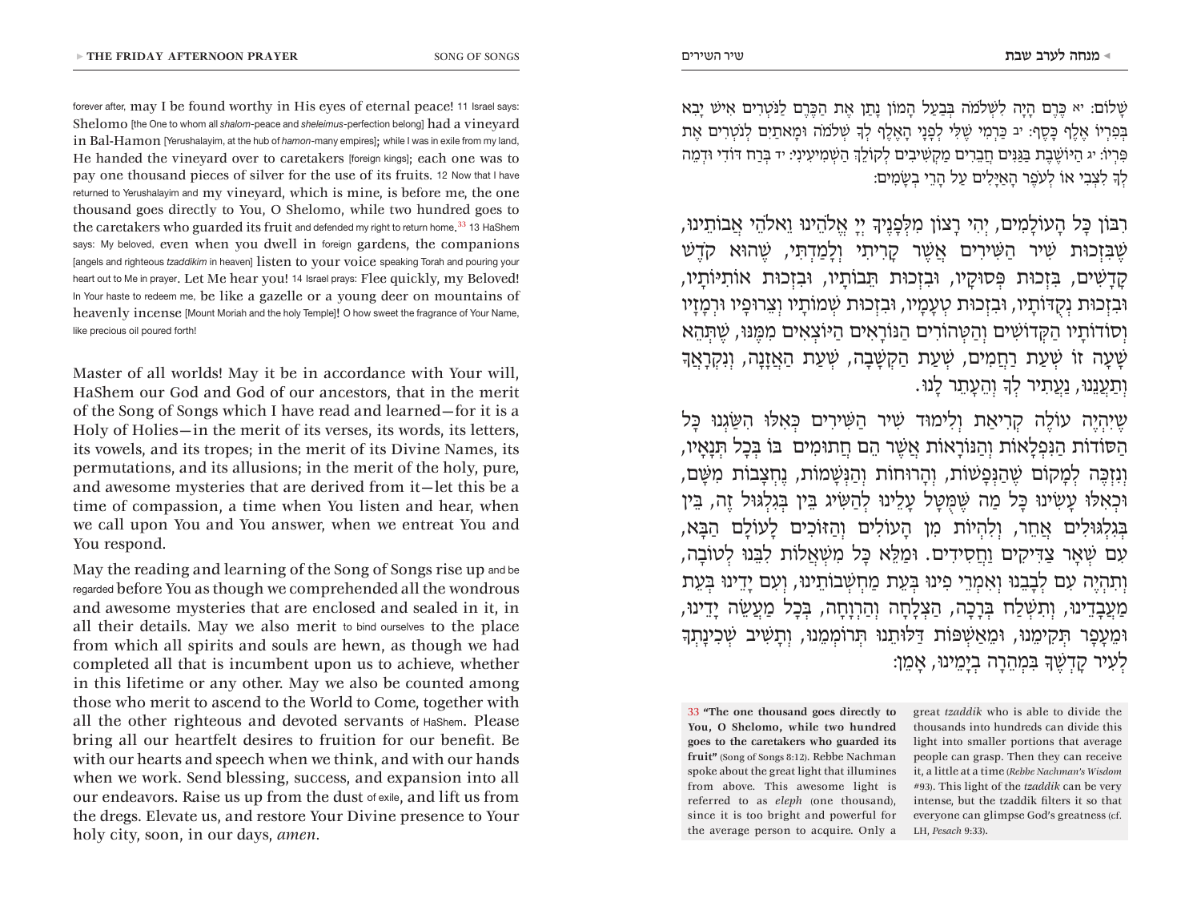forever after, may I be found worthy in His eyes of eternal peace! 11 Israel says: Shelomo [the One to whom all *shalom*-peace and *sheleimus*-perfection belong] had a vineyard in Bal-Hamon [Yerushalayim, at the hub of *hamon*-many empires]; while I was in exile from my land, He handed the vineyard over to caretakers [foreign kings]; each one was to pay one thousand pieces of silver for the use of its fruits. 12 Now that I have returned to Yerushalayim and my vineyard, which is mine, is before me, the one thousand goes directly to You, O Shelomo, while two hundred goes to the caretakers who guarded its fruit and defended my right to return home.[33] 13 HaShem says: My beloved, even when you dwell in foreign gardens, the companions [angels and righteous *tzaddikim* in heaven] listen to your voice speaking Torah and pouring your heart out to Me in prayer. Let Me hear you! 14 Israel prays: Flee quickly, my Beloved! In Your haste to redeem me, be like a gazelle or a young deer on mountains of heavenly incense [Mount Moriah and the holy Temple]! O how sweet the fragrance of Your Name, like precious oil poured forth!

Master of all worlds! May it be in accordance with Your will, HaShem our God and God of our ancestors, that in the merit of the Song of Songs which I have read and learned—for it is a Holy of Holies—in the merit of its verses, its words, its letters, its vowels, and its tropes; in the merit of its Divine Names, its permutations, and its allusions; in the merit of the holy, pure, and awesome mysteries that are derived from it—let this be a time of compassion, a time when You listen and hear, when we call upon You and You answer, when we entreat You and You respond.

May the reading and learning of the Song of Songs rise up and be regarded before You as though we comprehended all the wondrous and awesome mysteries that are enclosed and sealed in it, in all their details. May we also merit to bind ourselves to the place from which all spirits and souls are hewn, as though we had completed all that is incumbent upon us to achieve, whether in this lifetime or any other. May we also be counted among those who merit to ascend to the World to Come, together with all the other righteous and devoted servants of HaShem. Please bring all our heartfelt desires to fruition for our benefit. Be with our hearts and speech when we think, and with our hands when we work. Send blessing, success, and expansion into all our endeavors. Raise us up from the dust of exile, and lift us from the dregs. Elevate us, and restore Your Divine presence to Your holy city, soon, in our days, *amen*.

שָׁלוֹם: יא כֶּרֶם הָיָה לִשְׁלֹמֹה בְּבַעַל הָמוֹן נָתַן אֶת הַכֶּרֶם לַנֹּטְרִים אִישׁ יָבִא בְּפִרְיוֹ אֶלֶף כָּסֶף: יב כַּרְמִי שֶׁלִּי לְפָנָי הָאֶלֶף לְךָ שְׁלֹמֹה וּמָאתַיִם לְנֹטְרִים אֶת פִּרְיוֹ: יג הַיּוֹשֶׁבֶת בַּגַּנִּים חֲבֵרִים מַקְשִׁיבִים לְקוֹלֵךְ הַשְׁמִיעִינִי: יד בְּרַח דּוֹדִי וּדְמֵה לְךָ לִצְבִי אוֹ לְעֹפֶר הָאַיָּלִים עַל הָרֵי בְשָׂמִים:

רִבּוֹן כָּל הָעוֹלָמִים, יְהִי רָצוֹן מִלְּפָנֶיךָ יְיָ אֱלֹהֵינוּ וֵאלֹהֵי אֲבוֹתֵינוּ, שֶׁבִּזְכוּת שִׁיר הַשִּׁירִים אֲשֶׁר קָרִיתִי וְלָמַדְתִּי, שֶׁהוּא קֹדֶשׁ קָדָשִׁים, בִּזְכוּת פְּסוּקָיו, וּבִזְכוּת תֵּבוֹתָיו, וּבִזְכוּת אוֹתִיּוֹתָיו, וּבִזְכוּת נְקֻדּוֹתָיו, וּבִזְכוּת טְעָמָיו, וּבִזְכוּת שְׁמוֹתָיו וְצֵרוּפָיו וּרְמָזָיו וְסוֹדוֹתָיו הַקְּדוֹשִׁים וְהַטְּהוֹרִים הַנּוֹרָאִים הַיּוֹצְאִים מִמֶּנּוּ, שֶׁתְּהֵא שָׁעָה זוֹ שְׁעַת רַחֲמִים, שְׁעַת הַקְשָׁבָה, שְׁעַת הַאֲזָנָה, וְנִקְרָאֲךָ וְתַעֲנֵנוּ, נַעְתִּיר לְךָ וְהֵעָתֵר לָנוּ.

שֶׁיִּהְיֶה עוֹלֶה קְרִיאַת וְלִימּוּד שִׁיר הַשִּׁירִים כְּאִלּוּ הִשַּׂגְנוּ כָּל הַסּוֹדוֹת הַנִּפְלָאוֹת וְהַנּוֹרָאוֹת אֲשֶׁר הֵם חֲתוּמִים בּוֹ בְּכָל תְּנָאָיו, וְנִזְכֶּה לְמָקוֹם שֶׁהַנְּפָשׁוֹת, וְהָרוּחוֹת וְהַנְּשָׁמוֹת, נֶחְצָבוֹת מִשָּׁם, וּכְאִלּוּ עָשִׂינוּ כָּל מַה שֶּׁמֻּטָּל עָלֵינוּ לְהַשִּׂיג בֵּין בְּגִלְגּוּל זֶה, בֵּין בְּגִלְגּוּלִים אֲחֵר, וְלִהְיוֹת מִן הָעוֹלִים וְהַזּוֹכִים לָעוֹלָם הַבָּא, עִם שְׁאָר צַדִּיקִים וַחֲסִידִים. וּמַלֵּא כָּל מִשְׁאֲלוֹת לִבֵּנוּ לְטוֹבָה, וְתִהְיֶה עִם לְבָבֵנוּ וְאִמְרֵי פִינוּ בְּעֵת מַחְשְׁבוֹתֵינוּ, וְעִם יָדֵינוּ בְּעֵת מַעֲבָדֵינוּ, וְתִשְׁלַח בְּרָכָה, הַצְלָחָה וְהַרְוָחָה, בְּכָל מַעֲשֵׂה יָדֵינוּ, וּמֵעָפָר תְּקִימֵנוּ, וּמֵאַשְׁפּוֹת דַּלּוּתֵנוּ תְּרוֹמְמֵנוּ, וְתָשִׁיב שְׁכִינָתְךָ לְעִיר קָדְשֶׁךָ בִּמְהֵרָה בְיָמֵינוּ, אָמֵן:

---

33 **"The one thousand goes directly to You, O Shelomo, while two hundred goes to the caretakers who guarded its fruit"** (Song of Songs 8:12). Rebbe Nachman spoke about the great light that illumines from above. This awesome light is referred to as *eleph* (one thousand), since it is too bright and powerful for the average person to acquire. Only a great *tzaddik* who is able to divide the thousands into hundreds can divide this light into smaller portions that average people can grasp. Then they can receive it, a little at a time (*Rebbe Nachman's Wisdom* #93). This light of the *tzaddik* can be very intense, but the tzaddik filters it so that everyone can glimpse God's greatness (cf. LH, *Pesach* 9:33).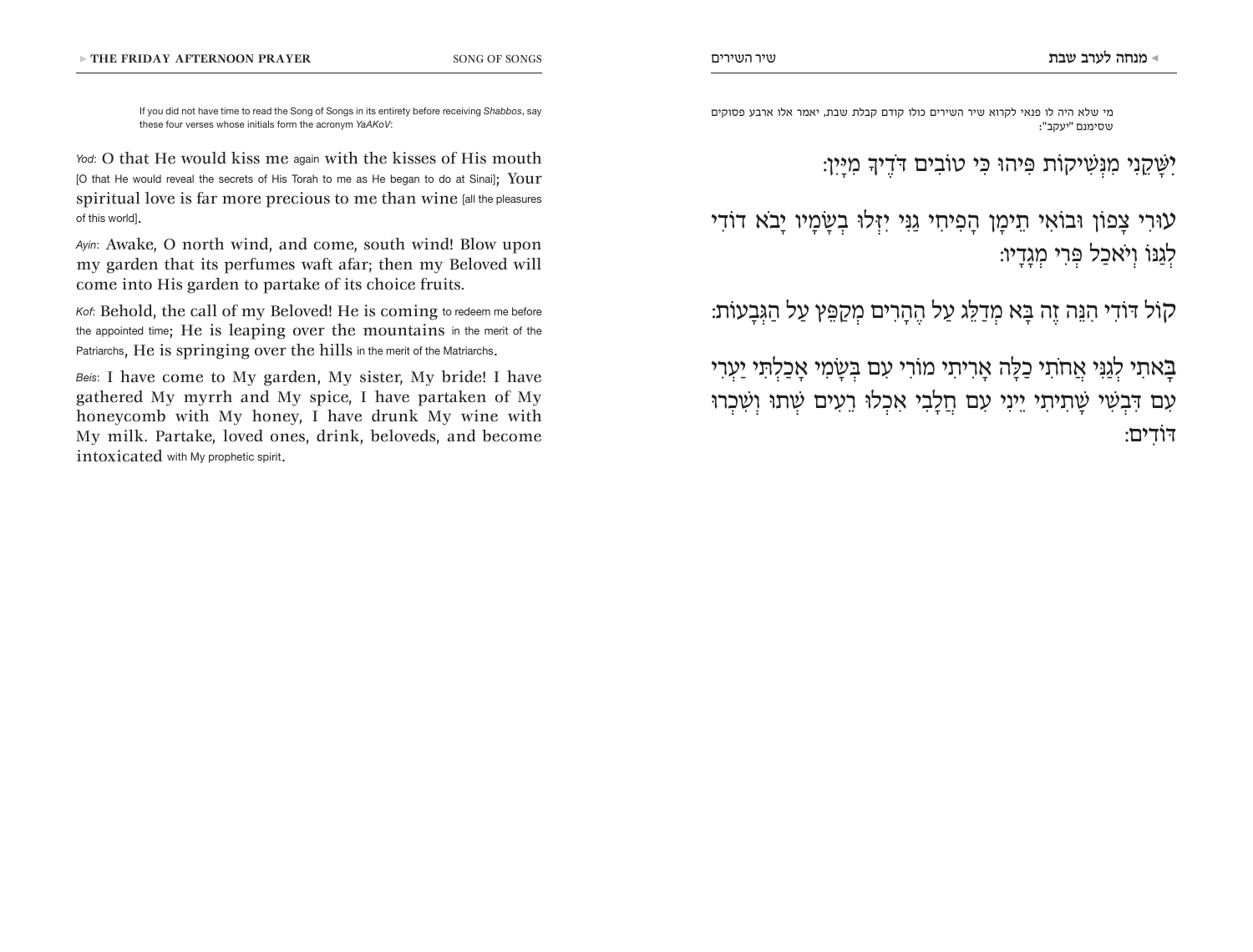If you did not have time to read the Song of Songs in its entirety before receiving *Shabbos*, say these four verses whose initials form the acronym *YaAKoV*:

*Yod*: O that He would kiss me again with the kisses of His mouth [O that He would reveal the secrets of His Torah to me as He began to do at Sinai]; Your spiritual love is far more precious to me than wine [all the pleasures of this world].

*Ayin*: Awake, O north wind, and come, south wind! Blow upon my garden that its perfumes waft afar; then my Beloved will come into His garden to partake of its choice fruits.

*Kof*: Behold, the call of my Beloved! He is coming to redeem me before the appointed time; He is leaping over the mountains in the merit of the Patriarchs, He is springing over the hills in the merit of the Matriarchs.

*Beis*: I have come to My garden, My sister, My bride! I have gathered My myrrh and My spice, I have partaken of My honeycomb with My honey, I have drunk My wine with My milk. Partake, loved ones, drink, belovededs, and become intoxicated with My prophetic spirit.

מי שלא היה לו פנאי לקרוא שיר השירים כולו קודם קבלת שבת, יאמר אלו ארבע פסוקים שסימנם "יעקב":

יִשָּׁקֵנִי מִנְּשִׁיקוֹת פִּיהוּ כִּי טוֹבִים דֹּדֶיךָ מִיָּיִן:

עוּרִי צָפוֹן וּבוֹאִי תֵימָן הָפִיחִי גַנִּי יִזְּלוּ בְשָׂמָיו יָבֹא דוֹדִי לְגַנּוֹ וְיֹאכַל פְּרִי מְגָדָיו:

קוֹל דּוֹדִי הִנֵּה זֶה בָּא מְדַלֵּג עַל הֶהָרִים מְקַפֵּץ עַל הַגְּבָעוֹת:

בָּאתִי לְגַנִּי אֲחֹתִי כַלָּה אָרִיתִי מוֹרִי עִם בְּשָׂמִי אָכַלְתִּי יַעְרִי עִם דִּבְשִׁי שָׁתִיתִי יֵינִי עִם חֲלָבִי אִכְלוּ רֵעִים שְׁתוּ וְשִׁכְרוּ דּוֹדִים: